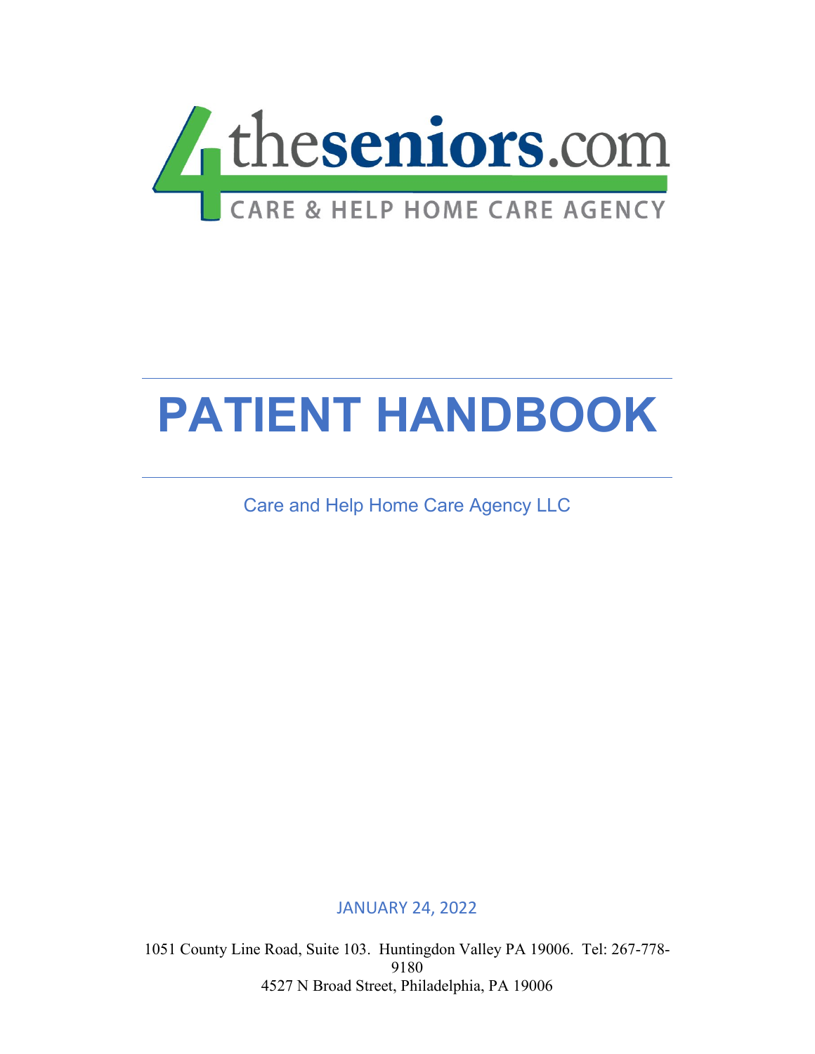4theseniors.com

CARE & HELP HOME CARE AGENCY

# PATIENT HANDBOOK

Care and Help Home Care Agency LLC

JANUARY 24, 2022

1051 County Line Road, Suite 103. Huntingdon Valley PA 19006. Tel: 267-778-9180
4527 N Broad Street, Philadelphia, PA 19006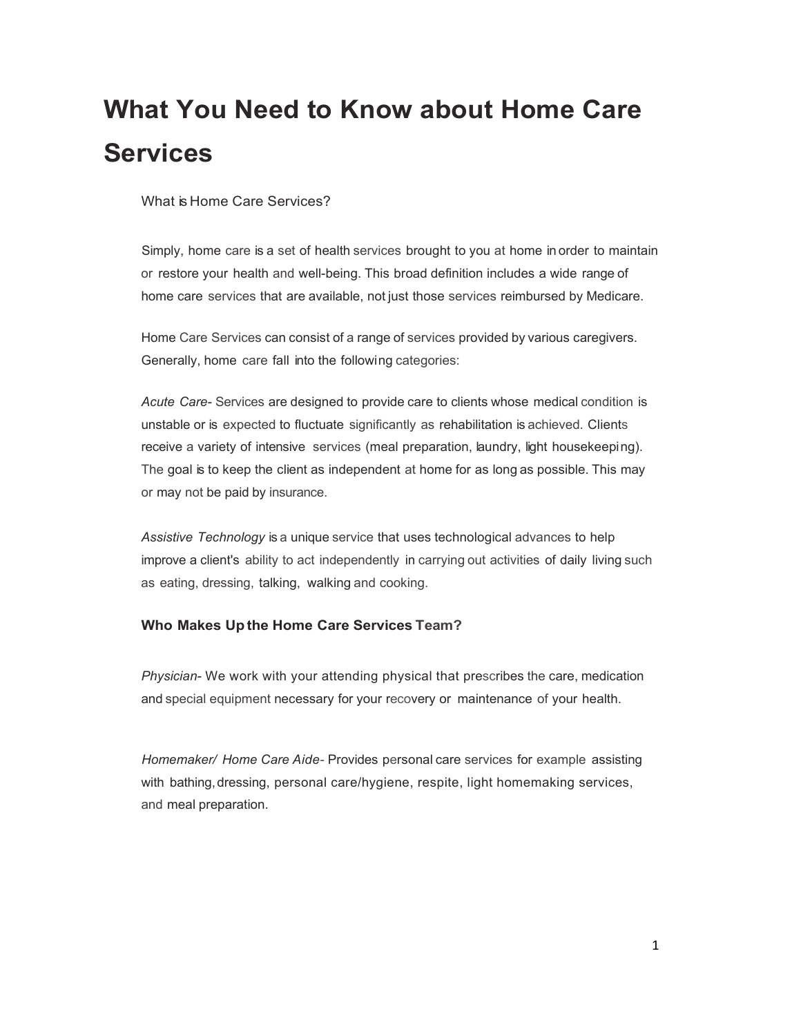# What You Need to Know about Home Care Services

What is Home Care Services?

Simply, home care is a set of health services brought to you at home in order to maintain or restore your health and well-being. This broad definition includes a wide range of home care services that are available, not just those services reimbursed by Medicare.

Home Care Services can consist of a range of services provided by various caregivers. Generally, home care fall into the following categories:

*Acute Care*- Services are designed to provide care to clients whose medical condition is unstable or is expected to fluctuate significantly as rehabilitation is achieved. Clients receive a variety of intensive services (meal preparation, laundry, light housekeeping). The goal is to keep the client as independent at home for as long as possible. This may or may not be paid by insurance.

*Assistive Technology* is a unique service that uses technological advances to help improve a client's ability to act independently in carrying out activities of daily living such as eating, dressing, talking, walking and cooking.

**Who Makes Up the Home Care Services Team?**

*Physician*- We work with your attending physical that prescribes the care, medication and special equipment necessary for your recovery or maintenance of your health.

*Homemaker/ Home Care Aide*- Provides personal care services for example assisting with bathing, dressing, personal care/hygiene, respite, light homemaking services, and meal preparation.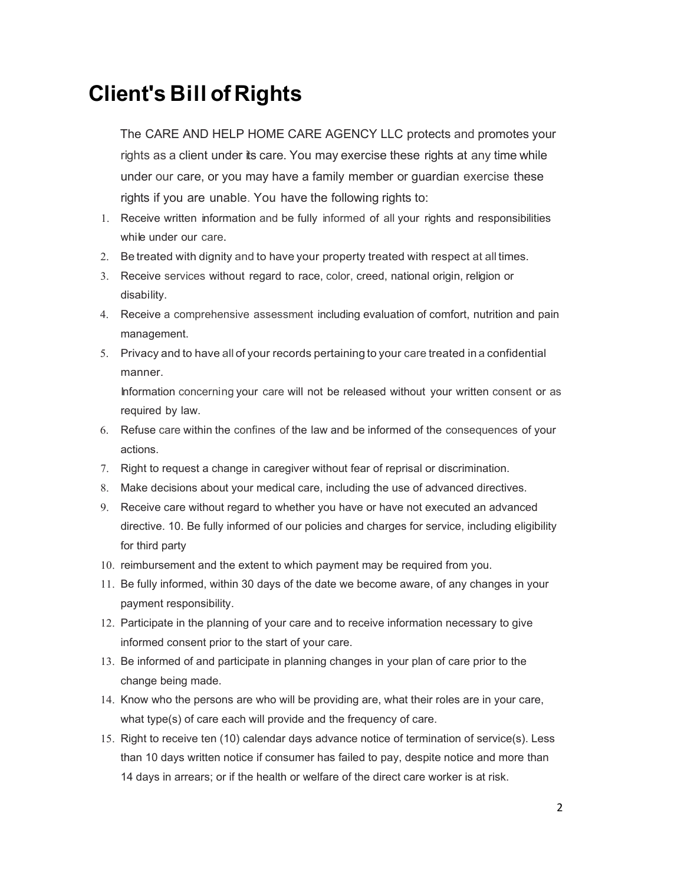# Client's Bill of Rights

The CARE AND HELP HOME CARE AGENCY LLC protects and promotes your rights as a client under its care. You may exercise these rights at any time while under our care, or you may have a family member or guardian exercise these rights if you are unable. You have the following rights to:

1. Receive written information and be fully informed of all your rights and responsibilities while under our care.
2. Be treated with dignity and to have your property treated with respect at all times.
3. Receive services without regard to race, color, creed, national origin, religion or disability.
4. Receive a comprehensive assessment including evaluation of comfort, nutrition and pain management.
5. Privacy and to have all of your records pertaining to your care treated in a confidential manner.

   Information concerning your care will not be released without your written consent or as required by law.
6. Refuse care within the confines of the law and be informed of the consequences of your actions.
7. Right to request a change in caregiver without fear of reprisal or discrimination.
8. Make decisions about your medical care, including the use of advanced directives.
9. Receive care without regard to whether you have or have not executed an advanced directive. 10. Be fully informed of our policies and charges for service, including eligibility for third party
10. reimbursement and the extent to which payment may be required from you.
11. Be fully informed, within 30 days of the date we become aware, of any changes in your payment responsibility.
12. Participate in the planning of your care and to receive information necessary to give informed consent prior to the start of your care.
13. Be informed of and participate in planning changes in your plan of care prior to the change being made.
14. Know who the persons are who will be providing are, what their roles are in your care, what type(s) of care each will provide and the frequency of care.
15. Right to receive ten (10) calendar days advance notice of termination of service(s). Less than 10 days written notice if consumer has failed to pay, despite notice and more than 14 days in arrears; or if the health or welfare of the direct care worker is at risk.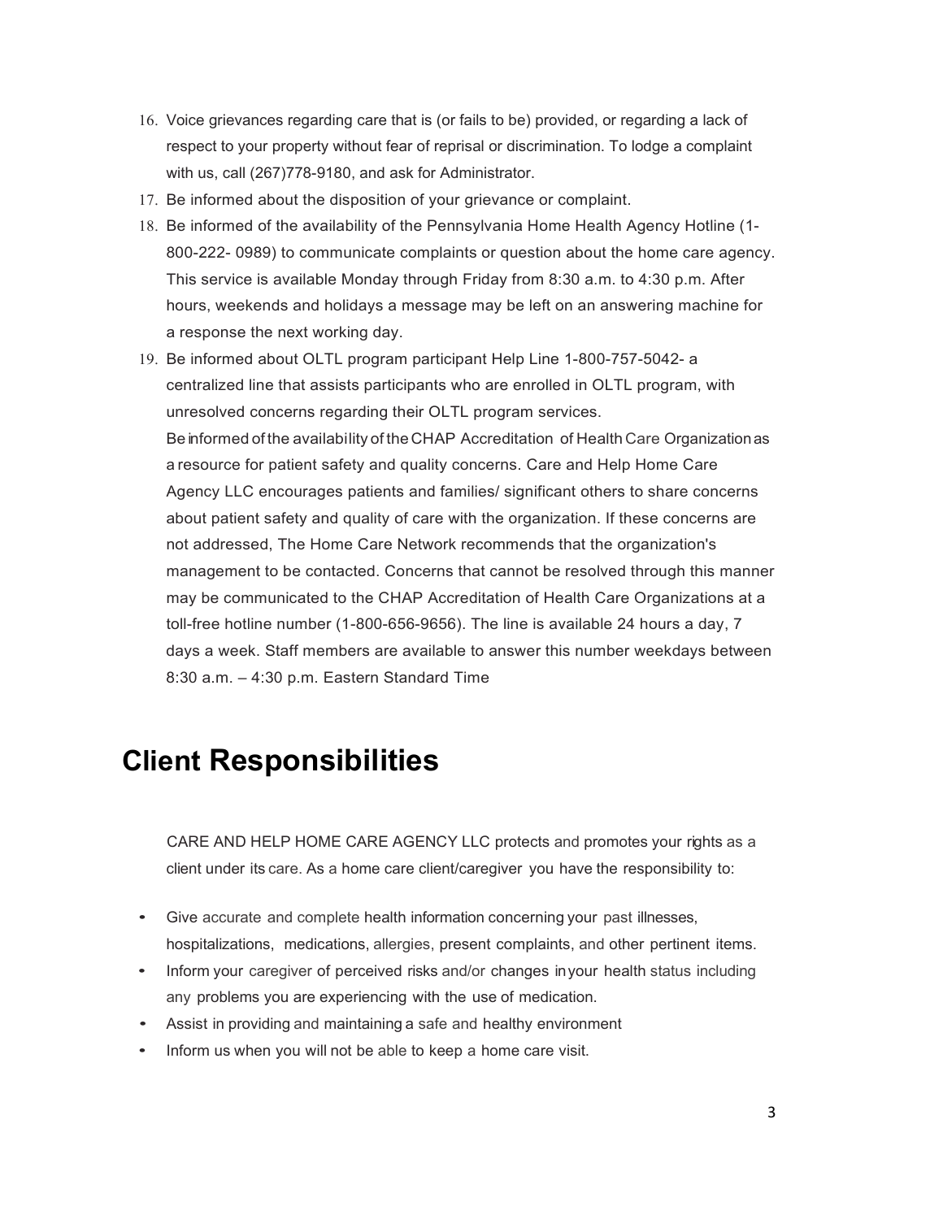16. Voice grievances regarding care that is (or fails to be) provided, or regarding a lack of respect to your property without fear of reprisal or discrimination. To lodge a complaint with us, call (267)778-9180, and ask for Administrator.
17. Be informed about the disposition of your grievance or complaint.
18. Be informed of the availability of the Pennsylvania Home Health Agency Hotline (1-800-222- 0989) to communicate complaints or question about the home care agency. This service is available Monday through Friday from 8:30 a.m. to 4:30 p.m. After hours, weekends and holidays a message may be left on an answering machine for a response the next working day.
19. Be informed about OLTL program participant Help Line 1-800-757-5042- a centralized line that assists participants who are enrolled in OLTL program, with unresolved concerns regarding their OLTL program services.

    Be informed of the availability of the CHAP Accreditation of Health Care Organization as a resource for patient safety and quality concerns. Care and Help Home Care Agency LLC encourages patients and families/ significant others to share concerns about patient safety and quality of care with the organization. If these concerns are not addressed, The Home Care Network recommends that the organization's management to be contacted. Concerns that cannot be resolved through this manner may be communicated to the CHAP Accreditation of Health Care Organizations at a toll-free hotline number (1-800-656-9656). The line is available 24 hours a day, 7 days a week. Staff members are available to answer this number weekdays between 8:30 a.m. – 4:30 p.m. Eastern Standard Time

# Client Responsibilities

CARE AND HELP HOME CARE AGENCY LLC protects and promotes your rights as a client under its care. As a home care client/caregiver you have the responsibility to:

- Give accurate and complete health information concerning your past illnesses, hospitalizations, medications, allergies, present complaints, and other pertinent items.
- Inform your caregiver of perceived risks and/or changes in your health status including any problems you are experiencing with the use of medication.
- Assist in providing and maintaining a safe and healthy environment
- Inform us when you will not be able to keep a home care visit.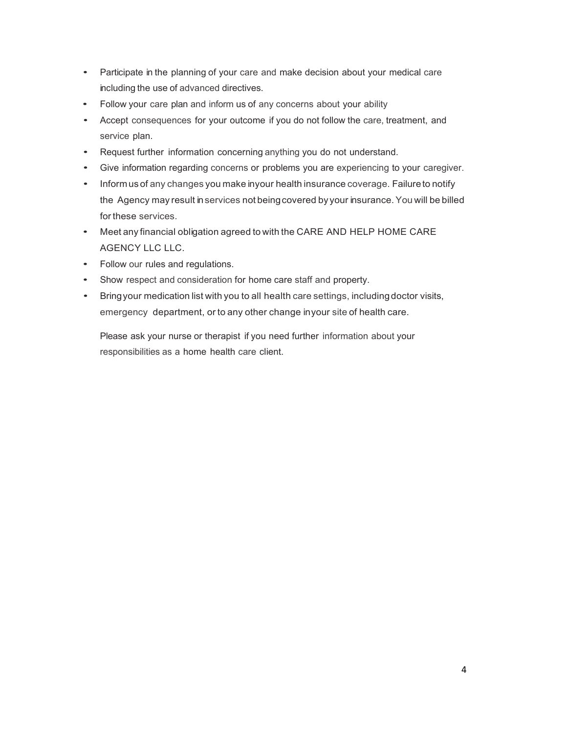- Participate in the planning of your care and make decision about your medical care including the use of advanced directives.
- Follow your care plan and inform us of any concerns about your ability
- Accept consequences for your outcome if you do not follow the care, treatment, and service plan.
- Request further information concerning anything you do not understand.
- Give information regarding concerns or problems you are experiencing to your caregiver.
- Inform us of any changes you make inyour health insurance coverage. Failure to notify the Agency may result in services not being covered by your insurance. You will be billed for these services.
- Meet any financial obligation agreed to with the CARE AND HELP HOME CARE AGENCY LLC LLC.
- Follow our rules and regulations.
- Show respect and consideration for home care staff and property.
- Bring your medication list with you to all health care settings, including doctor visits, emergency department, or to any other change inyour site of health care.

Please ask your nurse or therapist if you need further information about your responsibilities as a home health care client.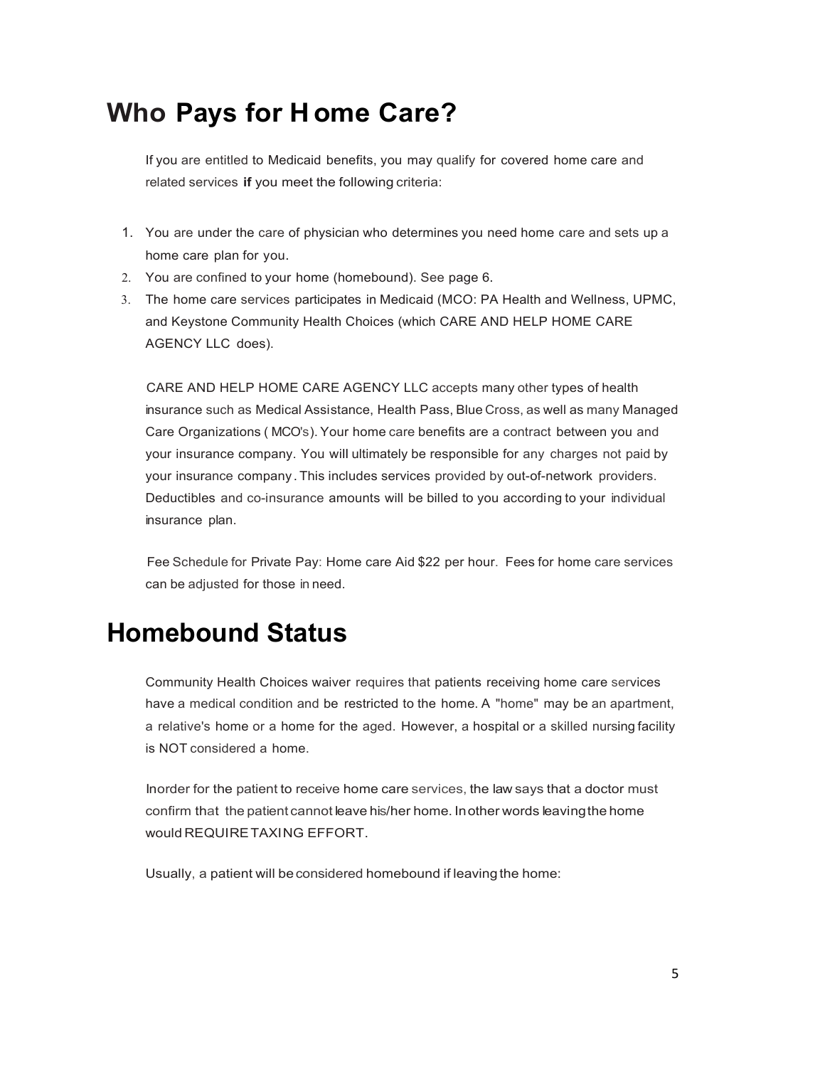# Who Pays for Home Care?

If you are entitled to Medicaid benefits, you may qualify for covered home care and related services **if** you meet the following criteria:

1. You are under the care of physician who determines you need home care and sets up a home care plan for you.
2. You are confined to your home (homebound). See page 6.
3. The home care services participates in Medicaid (MCO: PA Health and Wellness, UPMC, and Keystone Community Health Choices (which CARE AND HELP HOME CARE AGENCY LLC does).

CARE AND HELP HOME CARE AGENCY LLC accepts many other types of health insurance such as Medical Assistance, Health Pass, Blue Cross, as well as many Managed Care Organizations ( MCO's). Your home care benefits are a contract between you and your insurance company. You will ultimately be responsible for any charges not paid by your insurance company. This includes services provided by out-of-network providers. Deductibles and co-insurance amounts will be billed to you according to your individual insurance plan.

Fee Schedule for Private Pay: Home care Aid $22 per hour. Fees for home care services can be adjusted for those in need.

# Homebound Status

Community Health Choices waiver requires that patients receiving home care services have a medical condition and be restricted to the home. A "home" may be an apartment, a relative's home or a home for the aged. However, a hospital or a skilled nursing facility is NOT considered a home.

Inorder for the patient to receive home care services, the law says that a doctor must confirm that the patient cannot leave his/her home. Inother words leaving the home would REQUIRE TAXING EFFORT.

Usually, a patient will be considered homebound if leaving the home: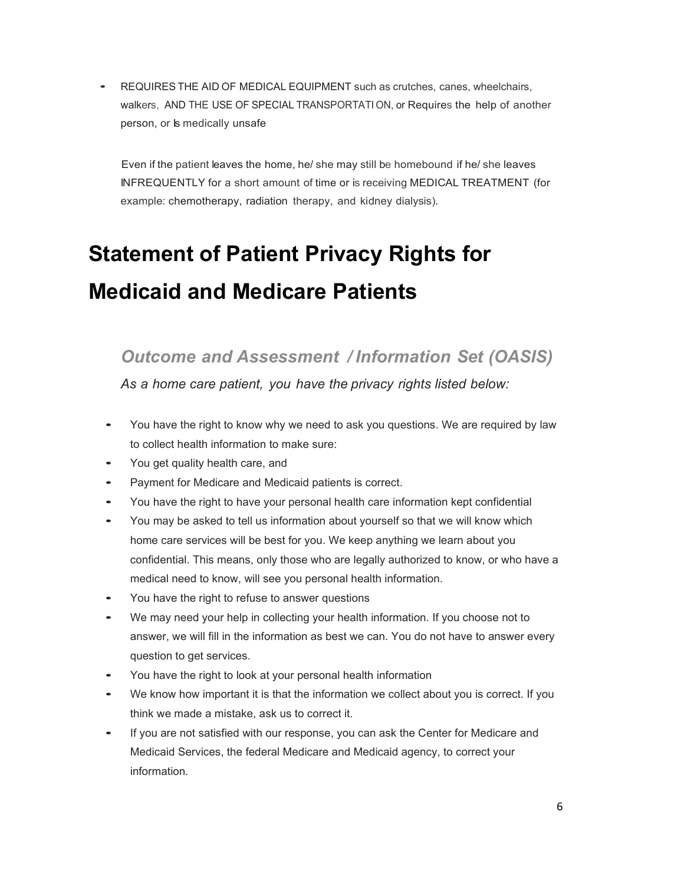- REQUIRES THE AID OF MEDICAL EQUIPMENT such as crutches, canes, wheelchairs, walkers, AND THE USE OF SPECIAL TRANSPORTATI ON, or Requires the help of another person, or Is medically unsafe

  Even if the patient leaves the home, he/ she may still be homebound if he/ she leaves INFREQUENTLY for a short amount of time or is receiving MEDICAL TREATMENT (for example: chemotherapy, radiation therapy, and kidney dialysis).

# Statement of Patient Privacy Rights for Medicaid and Medicare Patients

## *Outcome and Assessment / Information Set (OASIS)*

*As a home care patient, you have the privacy rights listed below:*

- You have the right to know why we need to ask you questions. We are required by law to collect health information to make sure:
- You get quality health care, and
- Payment for Medicare and Medicaid patients is correct.
- You have the right to have your personal health care information kept confidential
- You may be asked to tell us information about yourself so that we will know which home care services will be best for you. We keep anything we learn about you confidential. This means, only those who are legally authorized to know, or who have a medical need to know, will see you personal health information.
- You have the right to refuse to answer questions
- We may need your help in collecting your health information. If you choose not to answer, we will fill in the information as best we can. You do not have to answer every question to get services.
- You have the right to look at your personal health information
- We know how important it is that the information we collect about you is correct. If you think we made a mistake, ask us to correct it.
- If you are not satisfied with our response, you can ask the Center for Medicare and Medicaid Services, the federal Medicare and Medicaid agency, to correct your information.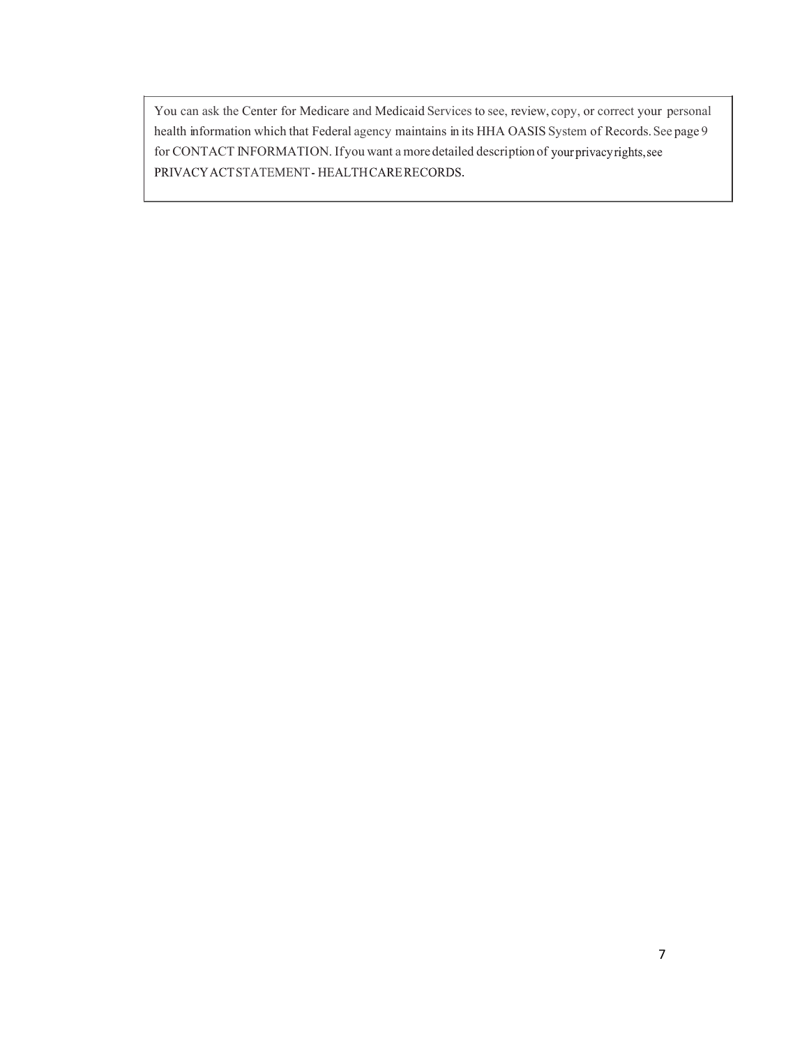You can ask the Center for Medicare and Medicaid Services to see, review, copy, or correct your personal health information which that Federal agency maintains in its HHA OASIS System of Records. See page 9 for CONTACT INFORMATION. If you want a more detailed description of your privacy rights, see PRIVACY ACT STATEMENT - HEALTH CARE RECORDS.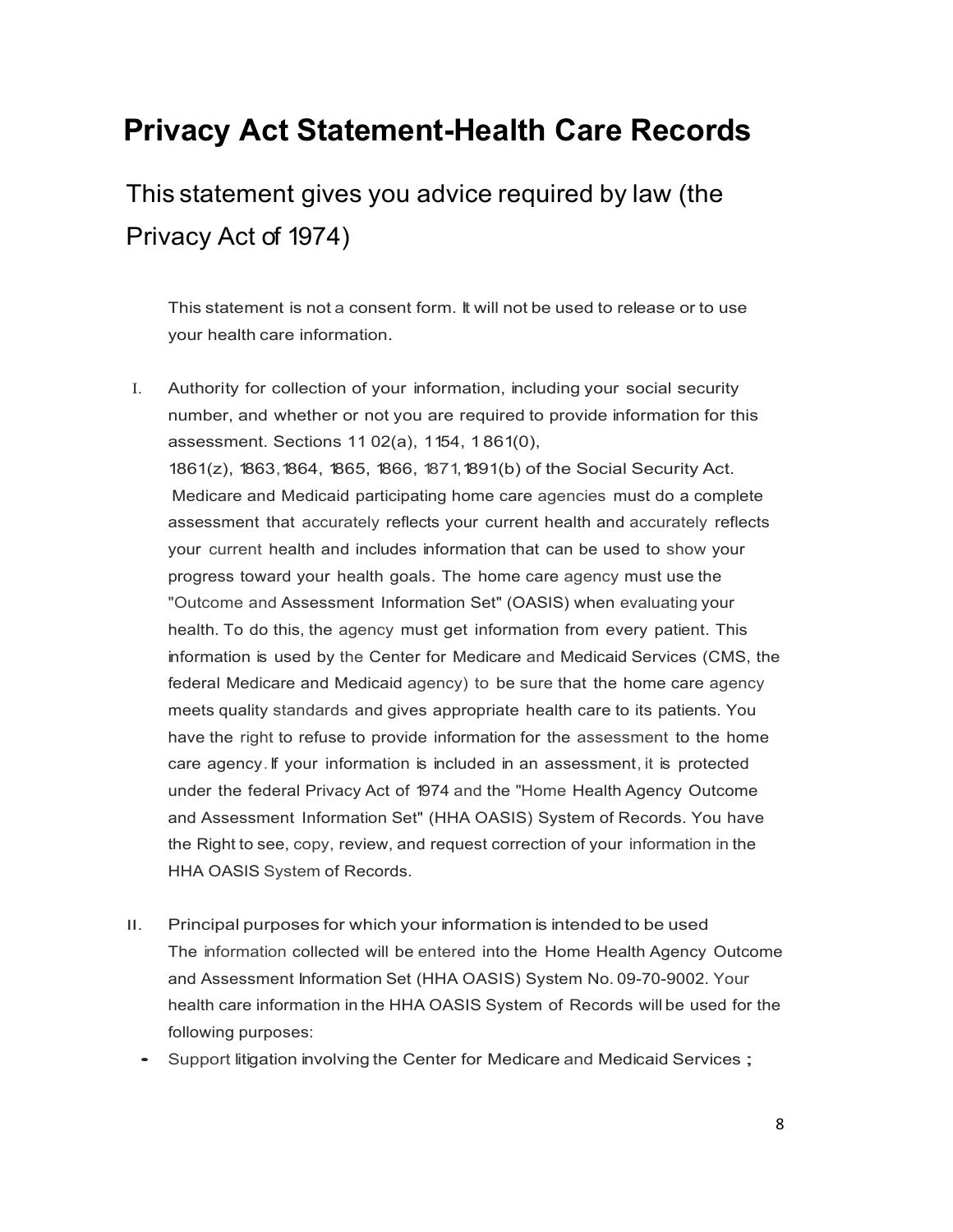# Privacy Act Statement-Health Care Records

## This statement gives you advice required by law (the Privacy Act of 1974)

This statement is not a consent form. It will not be used to release or to use your health care information.

I. Authority for collection of your information, including your social security number, and whether or not you are required to provide information for this assessment. Sections 11 02(a), 1154, 1 861(0), 1861(z), 1863, 1864, 1865, 1866, 1871, 1891(b) of the Social Security Act. Medicare and Medicaid participating home care agencies must do a complete assessment that accurately reflects your current health and accurately reflects your current health and includes information that can be used to show your progress toward your health goals. The home care agency must use the "Outcome and Assessment Information Set" (OASIS) when evaluating your health. To do this, the agency must get information from every patient. This information is used by the Center for Medicare and Medicaid Services (CMS, the federal Medicare and Medicaid agency) to be sure that the home care agency meets quality standards and gives appropriate health care to its patients. You have the right to refuse to provide information for the assessment to the home care agency. If your information is included in an assessment, it is protected under the federal Privacy Act of 1974 and the "Home Health Agency Outcome and Assessment Information Set" (HHA OASIS) System of Records. You have the Right to see, copy, review, and request correction of your information in the HHA OASIS System of Records.

II. Principal purposes for which your information is intended to be used
The information collected will be entered into the Home Health Agency Outcome and Assessment Information Set (HHA OASIS) System No. 09-70-9002. Your health care information in the HHA OASIS System of Records will be used for the following purposes:

- Support litigation involving the Center for Medicare and Medicaid Services ;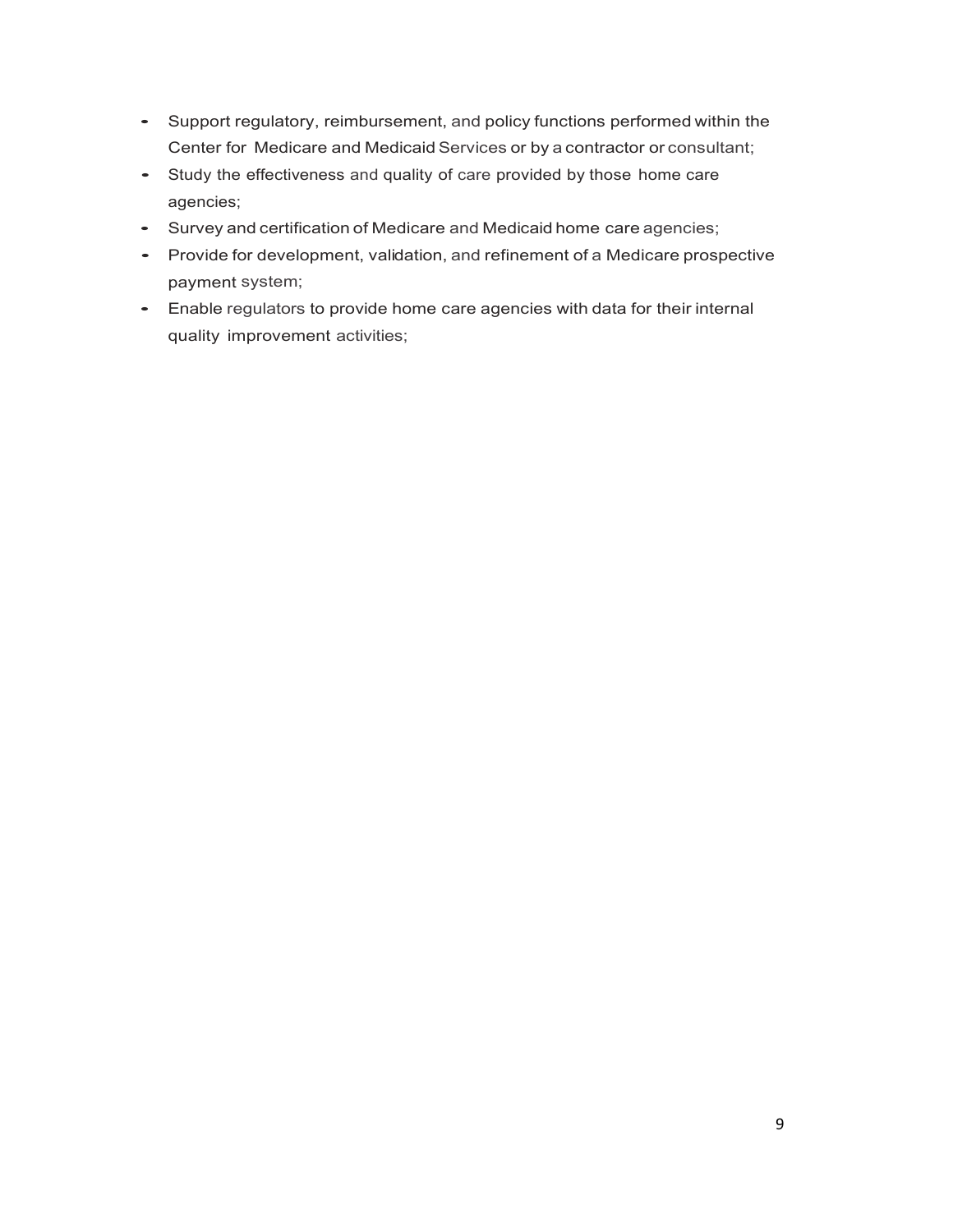- Support regulatory, reimbursement, and policy functions performed within the Center for Medicare and Medicaid Services or by a contractor or consultant;
- Study the effectiveness and quality of care provided by those home care agencies;
- Survey and certification of Medicare and Medicaid home care agencies;
- Provide for development, validation, and refinement of a Medicare prospective payment system;
- Enable regulators to provide home care agencies with data for their internal quality improvement activities;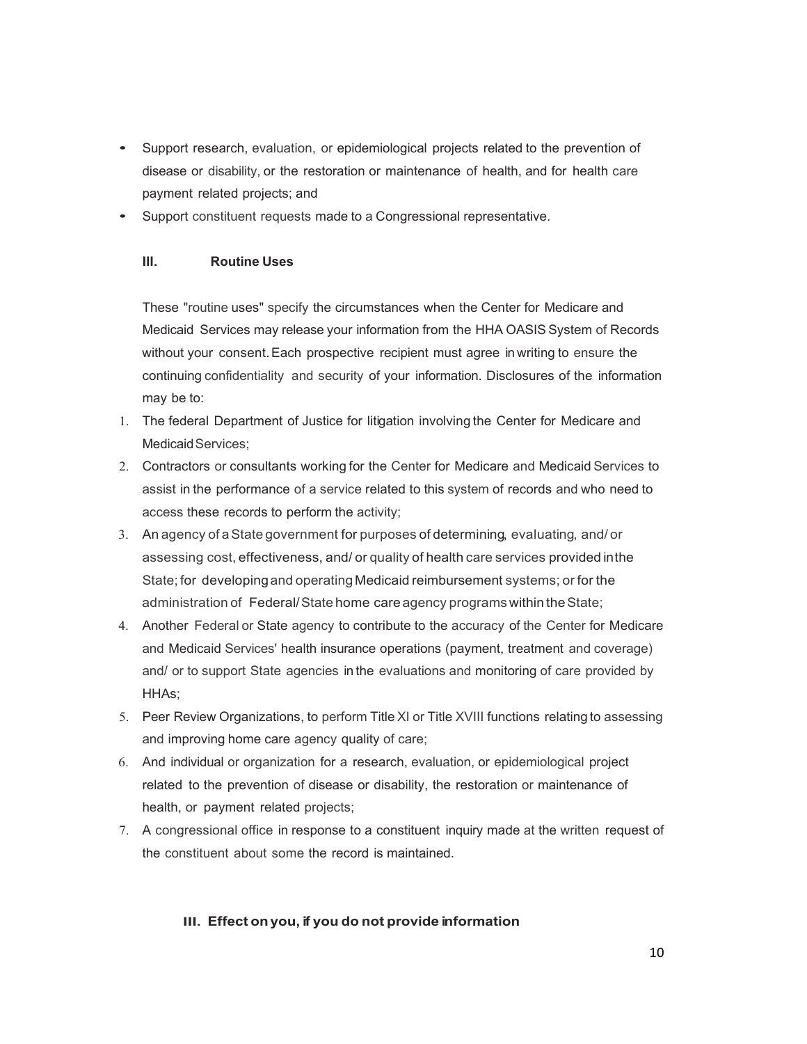- Support research, evaluation, or epidemiological projects related to the prevention of disease or disability, or the restoration or maintenance of health, and for health care payment related projects; and
- Support constituent requests made to a Congressional representative.

### III. Routine Uses

These "routine uses" specify the circumstances when the Center for Medicare and Medicaid Services may release your information from the HHA OASIS System of Records without your consent. Each prospective recipient must agree in writing to ensure the continuing confidentiality and security of your information. Disclosures of the information may be to:

1. The federal Department of Justice for litigation involving the Center for Medicare and Medicaid Services;
2. Contractors or consultants working for the Center for Medicare and Medicaid Services to assist in the performance of a service related to this system of records and who need to access these records to perform the activity;
3. An agency of a State government for purposes of determining, evaluating, and/ or assessing cost, effectiveness, and/ or quality of health care services provided in the State; for developing and operating Medicaid reimbursement systems; or for the administration of Federal/ State home care agency programs within the State;
4. Another Federal or State agency to contribute to the accuracy of the Center for Medicare and Medicaid Services' health insurance operations (payment, treatment and coverage) and/ or to support State agencies in the evaluations and monitoring of care provided by HHAs;
5. Peer Review Organizations, to perform Title XI or Title XVIII functions relating to assessing and improving home care agency quality of care;
6. And individual or organization for a research, evaluation, or epidemiological project related to the prevention of disease or disability, the restoration or maintenance of health, or payment related projects;
7. A congressional office in response to a constituent inquiry made at the written request of the constituent about some the record is maintained.

### III. Effect on you, if you do not provide information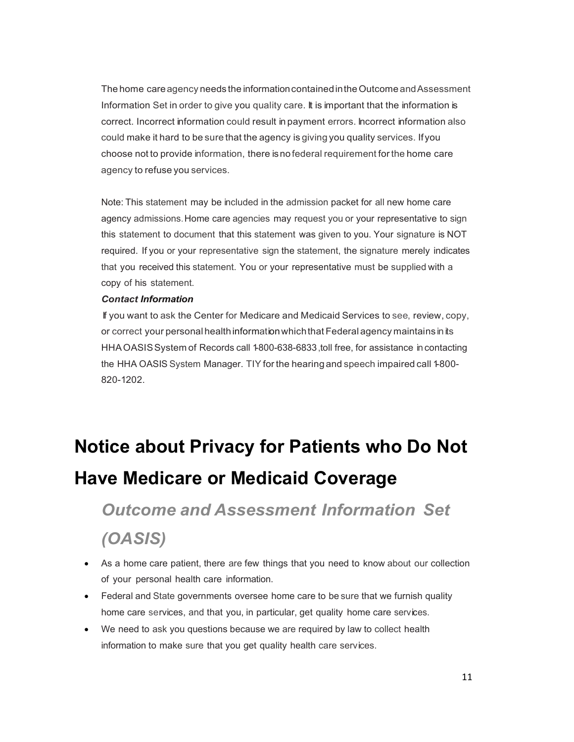The home care agency needs the information contained in the Outcome and Assessment Information Set in order to give you quality care. It is important that the information is correct. Incorrect information could result in payment errors. Incorrect information also could make it hard to be sure that the agency is giving you quality services. If you choose not to provide information, there is no federal requirement for the home care agency to refuse you services.

Note: This statement may be included in the admission packet for all new home care agency admissions. Home care agencies may request you or your representative to sign this statement to document that this statement was given to you. Your signature is NOT required. If you or your representative sign the statement, the signature merely indicates that you received this statement. You or your representative must be supplied with a copy of his statement.

***Contact Information***

If you want to ask the Center for Medicare and Medicaid Services to see, review, copy, or correct your personal health information which that Federal agency maintains in its HHA OASIS System of Records call 1-800-638-6833 ,toll free, for assistance in contacting the HHA OASIS System Manager. TIY for the hearing and speech impaired call 1-800-820-1202.

# Notice about Privacy for Patients who Do Not Have Medicare or Medicaid Coverage

## *Outcome and Assessment Information Set (OASIS)*

- As a home care patient, there are few things that you need to know about our collection of your personal health care information.
- Federal and State governments oversee home care to be sure that we furnish quality home care services, and that you, in particular, get quality home care services.
- We need to ask you questions because we are required by law to collect health information to make sure that you get quality health care services.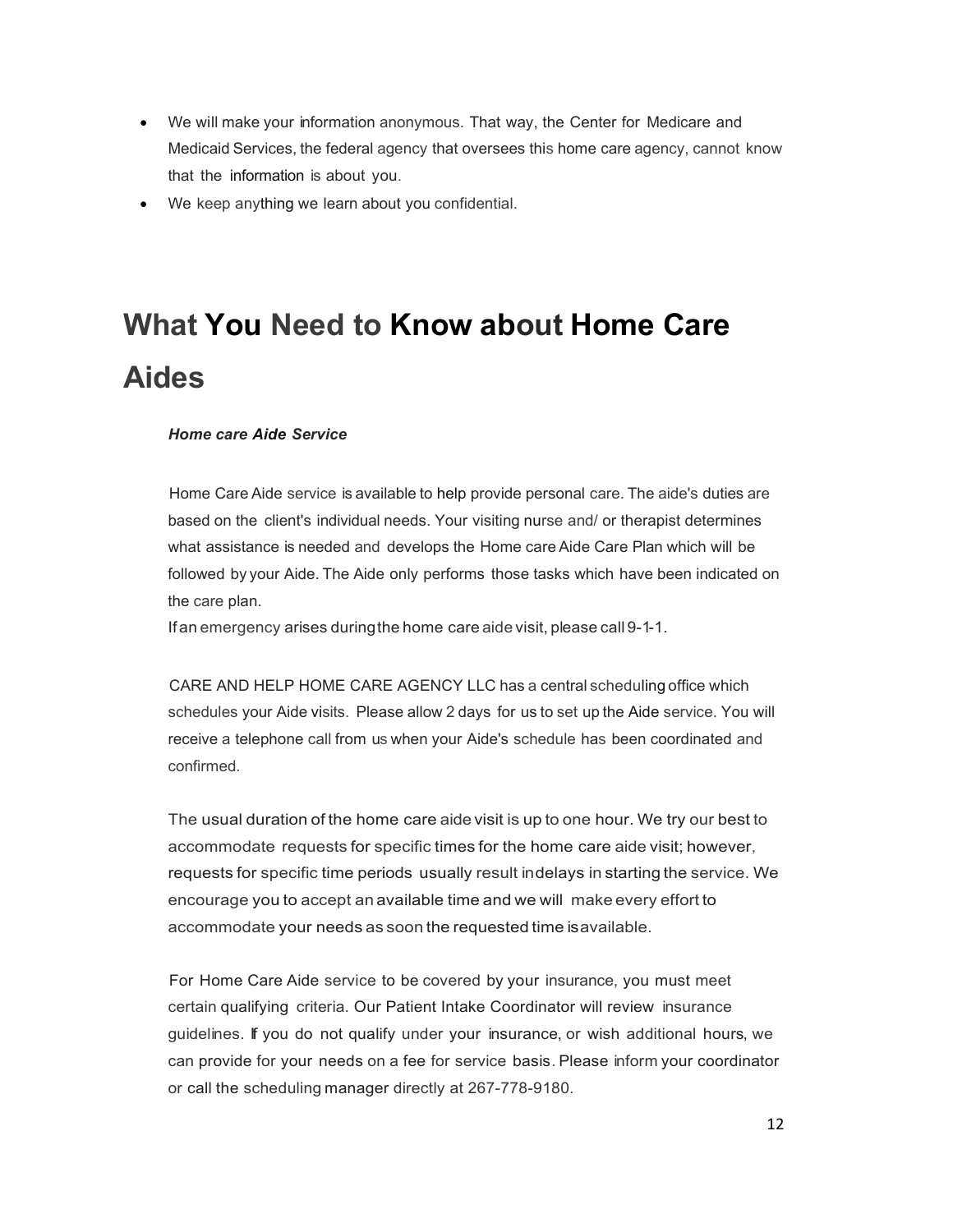- We will make your information anonymous. That way, the Center for Medicare and Medicaid Services, the federal agency that oversees this home care agency, cannot know that the information is about you.
- We keep anything we learn about you confidential.

# What You Need to Know about Home Care Aides

***Home care Aide Service***

Home Care Aide service is available to help provide personal care. The aide's duties are based on the client's individual needs. Your visiting nurse and/ or therapist determines what assistance is needed and develops the Home care Aide Care Plan which will be followed by your Aide. The Aide only performs those tasks which have been indicated on the care plan.
If an emergency arises during the home care aide visit, please call 9-1-1.

CARE AND HELP HOME CARE AGENCY LLC has a central scheduling office which schedules your Aide visits. Please allow 2 days for us to set up the Aide service. You will receive a telephone call from us when your Aide's schedule has been coordinated and confirmed.

The usual duration of the home care aide visit is up to one hour. We try our best to accommodate requests for specific times for the home care aide visit; however, requests for specific time periods usually result indelays in starting the service. We encourage you to accept an available time and we will make every effort to accommodate your needs as soon the requested time isavailable.

For Home Care Aide service to be covered by your insurance, you must meet certain qualifying criteria. Our Patient Intake Coordinator will review insurance guidelines. If you do not qualify under your insurance, or wish additional hours, we can provide for your needs on a fee for service basis. Please inform your coordinator or call the scheduling manager directly at 267-778-9180.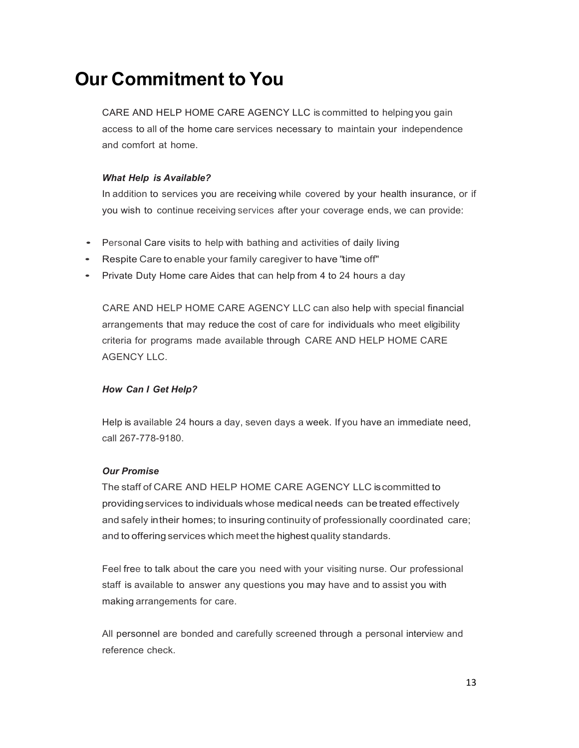# Our Commitment to You

CARE AND HELP HOME CARE AGENCY LLC is committed to helping you gain access to all of the home care services necessary to maintain your independence and comfort at home.

***What Help is Available?***

In addition to services you are receiving while covered by your health insurance, or if you wish to continue receiving services after your coverage ends, we can provide:

- Personal Care visits to help with bathing and activities of daily living
- Respite Care to enable your family caregiver to have "time off"
- Private Duty Home care Aides that can help from 4 to 24 hours a day

CARE AND HELP HOME CARE AGENCY LLC can also help with special financial arrangements that may reduce the cost of care for individuals who meet eligibility criteria for programs made available through CARE AND HELP HOME CARE AGENCY LLC.

***How Can I Get Help?***

Help is available 24 hours a day, seven days a week. If you have an immediate need, call 267-778-9180.

***Our Promise***

The staff of CARE AND HELP HOME CARE AGENCY LLC is committed to providing services to individuals whose medical needs can be treated effectively and safely in their homes; to insuring continuity of professionally coordinated care; and to offering services which meet the highest quality standards.

Feel free to talk about the care you need with your visiting nurse. Our professional staff is available to answer any questions you may have and to assist you with making arrangements for care.

All personnel are bonded and carefully screened through a personal interview and reference check.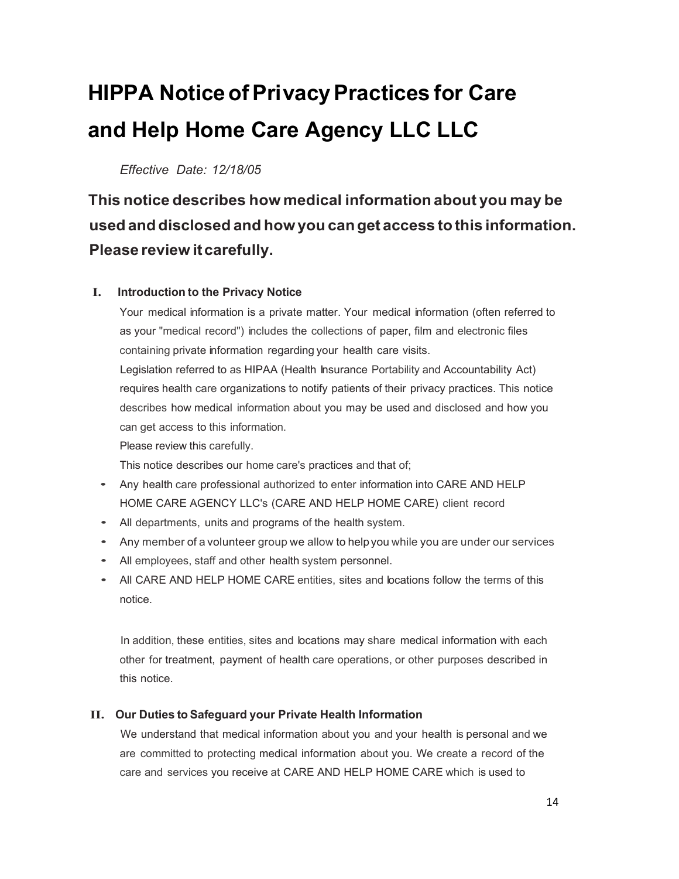# HIPPA Notice of Privacy Practices for Care and Help Home Care Agency LLC LLC

*Effective Date: 12/18/05*

## This notice describes how medical information about you may be used and disclosed and how you can get access to this information. Please review it carefully.

### I. Introduction to the Privacy Notice

Your medical information is a private matter. Your medical information (often referred to as your "medical record") includes the collections of paper, film and electronic files containing private information regarding your health care visits.

Legislation referred to as HIPAA (Health Insurance Portability and Accountability Act) requires health care organizations to notify patients of their privacy practices. This notice describes how medical information about you may be used and disclosed and how you can get access to this information.

Please review this carefully.

This notice describes our home care's practices and that of;

- Any health care professional authorized to enter information into CARE AND HELP HOME CARE AGENCY LLC's (CARE AND HELP HOME CARE) client record
- All departments, units and programs of the health system.
- Any member of a volunteer group we allow to help you while you are under our services
- All employees, staff and other health system personnel.
- All CARE AND HELP HOME CARE entities, sites and locations follow the terms of this notice.

In addition, these entities, sites and locations may share medical information with each other for treatment, payment of health care operations, or other purposes described in this notice.

### II. Our Duties to Safeguard your Private Health Information

We understand that medical information about you and your health is personal and we are committed to protecting medical information about you. We create a record of the care and services you receive at CARE AND HELP HOME CARE which is used to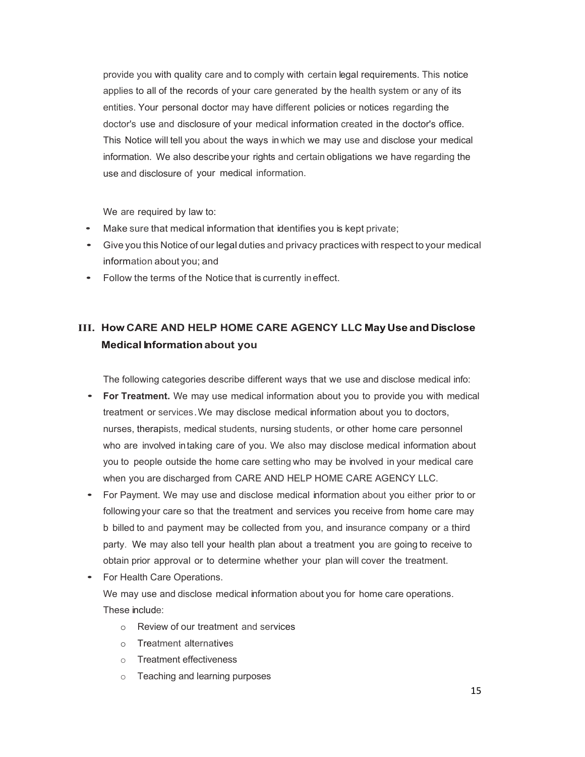provide you with quality care and to comply with certain legal requirements. This notice applies to all of the records of your care generated by the health system or any of its entities. Your personal doctor may have different policies or notices regarding the doctor's use and disclosure of your medical information created in the doctor's office. This Notice will tell you about the ways in which we may use and disclose your medical information. We also describe your rights and certain obligations we have regarding the use and disclosure of your medical information.

We are required by law to:

- Make sure that medical information that identifies you is kept private;
- Give you this Notice of our legal duties and privacy practices with respect to your medical information about you; and
- Follow the terms of the Notice that is currently in effect.

## III. How CARE AND HELP HOME CARE AGENCY LLC May Use and Disclose Medical Information about you

The following categories describe different ways that we use and disclose medical info:

- **For Treatment.** We may use medical information about you to provide you with medical treatment or services. We may disclose medical information about you to doctors, nurses, therapists, medical students, nursing students, or other home care personnel who are involved in taking care of you. We also may disclose medical information about you to people outside the home care setting who may be involved in your medical care when you are discharged from CARE AND HELP HOME CARE AGENCY LLC.
- For Payment. We may use and disclose medical information about you either prior to or following your care so that the treatment and services you receive from home care may b billed to and payment may be collected from you, and insurance company or a third party. We may also tell your health plan about a treatment you are going to receive to obtain prior approval or to determine whether your plan will cover the treatment.
- For Health Care Operations.

  We may use and disclose medical information about you for home care operations. These include:

  - Review of our treatment and services
  - Treatment alternatives
  - Treatment effectiveness
  - Teaching and learning purposes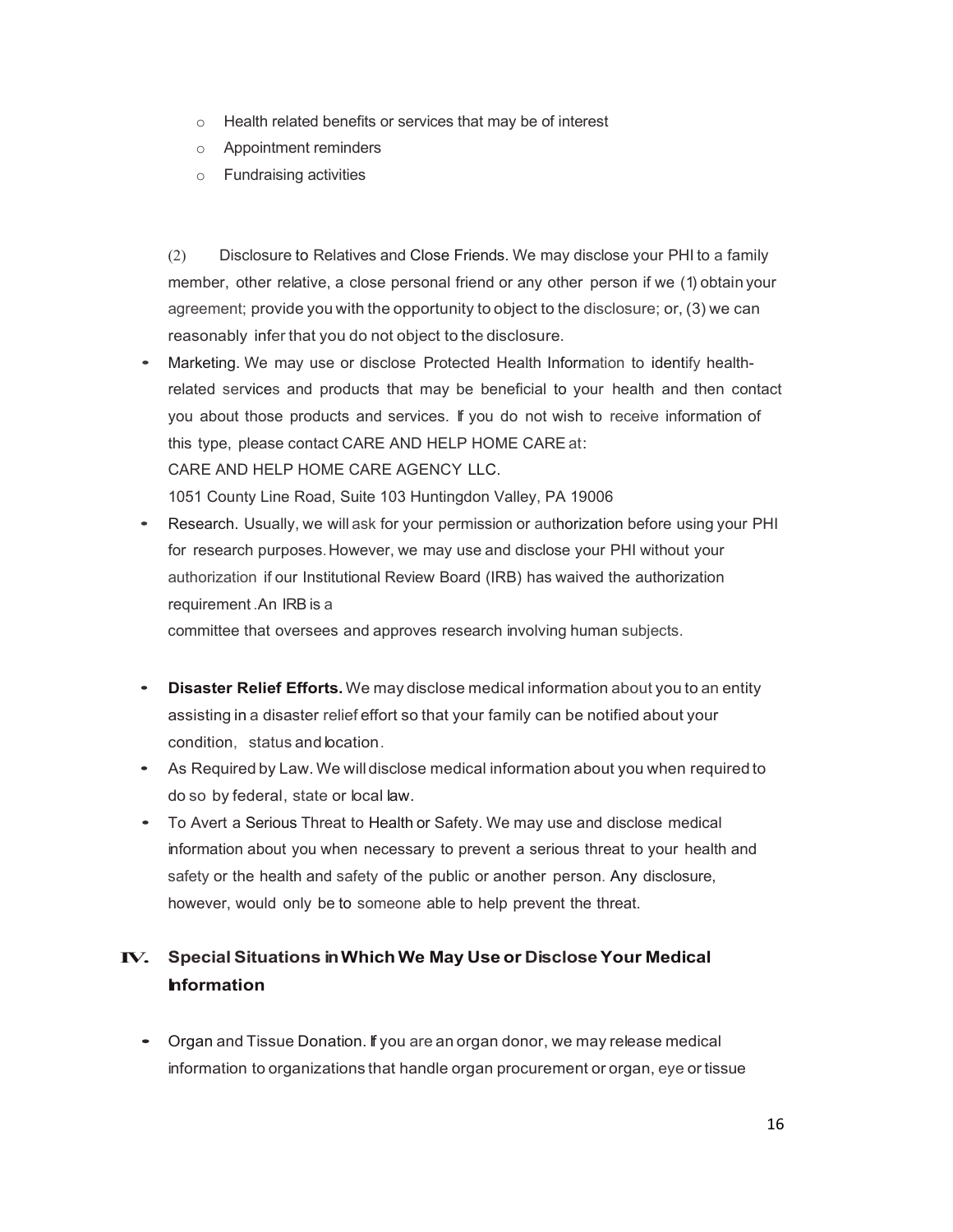- Health related benefits or services that may be of interest
- Appointment reminders
- Fundraising activities

(2) Disclosure to Relatives and Close Friends. We may disclose your PHI to a family member, other relative, a close personal friend or any other person if we (1) obtain your agreement; provide you with the opportunity to object to the disclosure; or, (3) we can reasonably infer that you do not object to the disclosure.

- Marketing. We may use or disclose Protected Health Information to identify health-related services and products that may be beneficial to your health and then contact you about those products and services. If you do not wish to receive information of this type, please contact CARE AND HELP HOME CARE at:
  CARE AND HELP HOME CARE AGENCY LLC.
  1051 County Line Road, Suite 103 Huntingdon Valley, PA 19006
- Research. Usually, we will ask for your permission or authorization before using your PHI for research purposes. However, we may use and disclose your PHI without your authorization if our Institutional Review Board (IRB) has waived the authorization requirement .An IRB is a committee that oversees and approves research involving human subjects.

- **Disaster Relief Efforts.** We may disclose medical information about you to an entity assisting in a disaster relief effort so that your family can be notified about your condition, status and location.
- As Required by Law. We will disclose medical information about you when required to do so by federal, state or local law.
- To Avert a Serious Threat to Health or Safety. We may use and disclose medical information about you when necessary to prevent a serious threat to your health and safety or the health and safety of the public or another person. Any disclosure, however, would only be to someone able to help prevent the threat.

## IV. Special Situations in Which We May Use or Disclose Your Medical Information

- Organ and Tissue Donation. If you are an organ donor, we may release medical information to organizations that handle organ procurement or organ, eye or tissue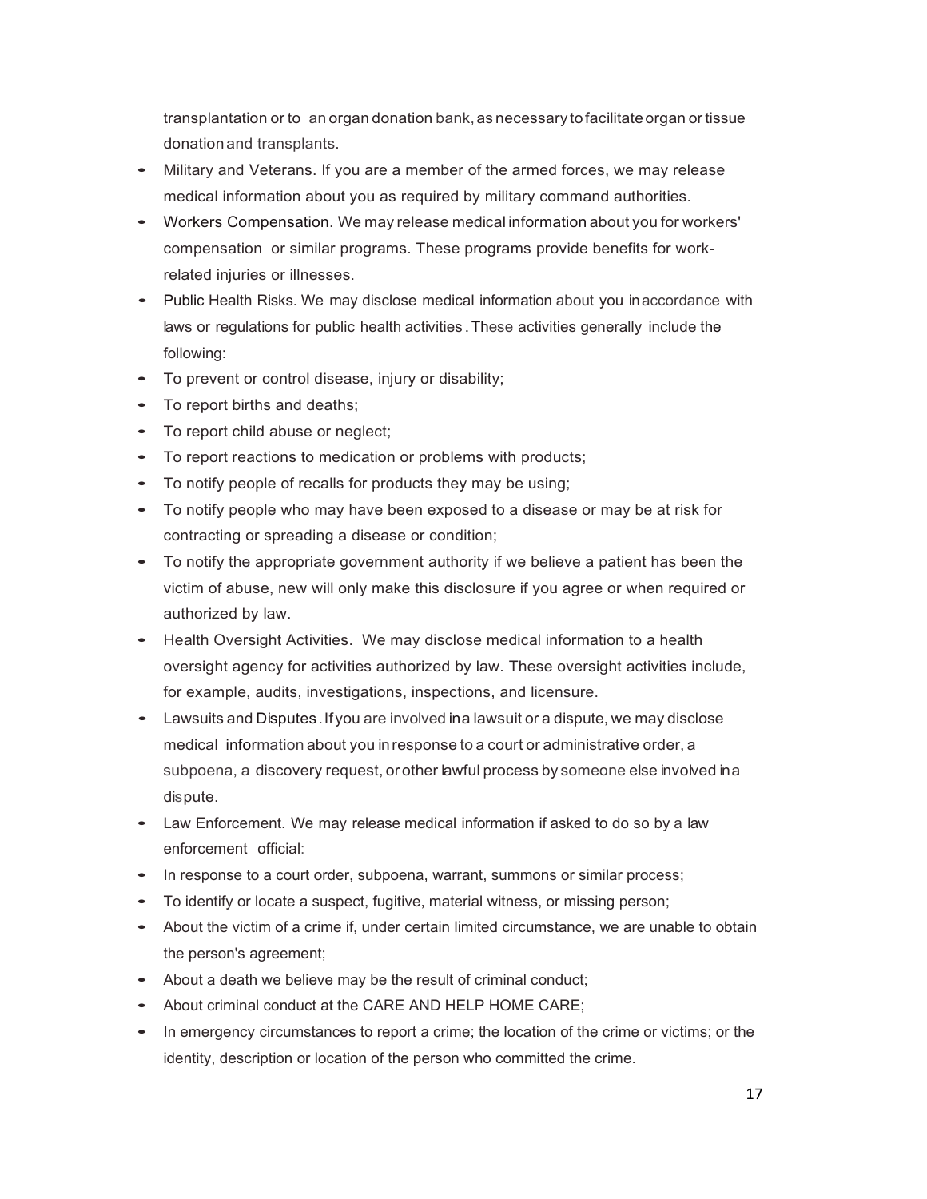transplantation or to an organ donation bank, as necessary to facilitate organ or tissue donation and transplants.

- Military and Veterans. If you are a member of the armed forces, we may release medical information about you as required by military command authorities.
- Workers Compensation. We may release medical information about you for workers' compensation or similar programs. These programs provide benefits for work-related injuries or illnesses.
- Public Health Risks. We may disclose medical information about you in accordance with laws or regulations for public health activities. These activities generally include the following:
- To prevent or control disease, injury or disability;
- To report births and deaths;
- To report child abuse or neglect;
- To report reactions to medication or problems with products;
- To notify people of recalls for products they may be using;
- To notify people who may have been exposed to a disease or may be at risk for contracting or spreading a disease or condition;
- To notify the appropriate government authority if we believe a patient has been the victim of abuse, new will only make this disclosure if you agree or when required or authorized by law.
- Health Oversight Activities. We may disclose medical information to a health oversight agency for activities authorized by law. These oversight activities include, for example, audits, investigations, inspections, and licensure.
- Lawsuits and Disputes. If you are involved in a lawsuit or a dispute, we may disclose medical information about you in response to a court or administrative order, a subpoena, a discovery request, or other lawful process by someone else involved in a dispute.
- Law Enforcement. We may release medical information if asked to do so by a law enforcement official:
- In response to a court order, subpoena, warrant, summons or similar process;
- To identify or locate a suspect, fugitive, material witness, or missing person;
- About the victim of a crime if, under certain limited circumstance, we are unable to obtain the person's agreement;
- About a death we believe may be the result of criminal conduct;
- About criminal conduct at the CARE AND HELP HOME CARE;
- In emergency circumstances to report a crime; the location of the crime or victims; or the identity, description or location of the person who committed the crime.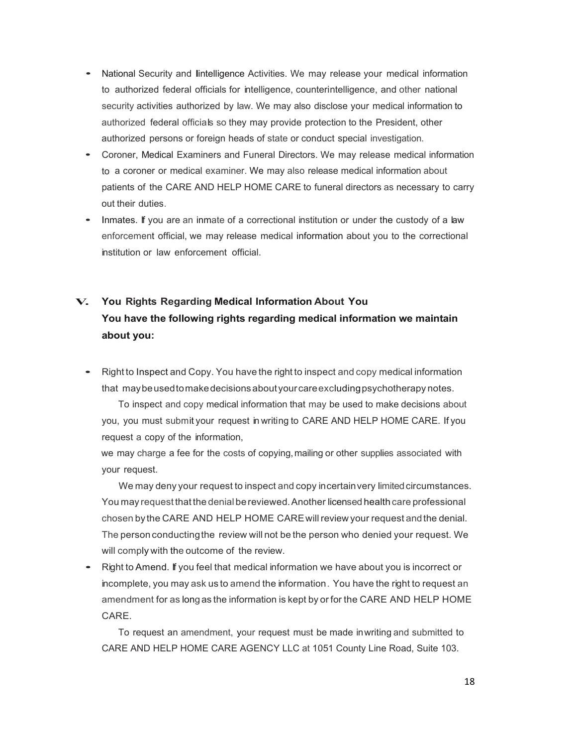- National Security and Iintelligence Activities. We may release your medical information to authorized federal officials for intelligence, counterintelligence, and other national security activities authorized by law. We may also disclose your medical information to authorized federal officials so they may provide protection to the President, other authorized persons or foreign heads of state or conduct special investigation.
- Coroner, Medical Examiners and Funeral Directors. We may release medical information to a coroner or medical examiner. We may also release medical information about patients of the CARE AND HELP HOME CARE to funeral directors as necessary to carry out their duties.
- Inmates. If you are an inmate of a correctional institution or under the custody of a law enforcement official, we may release medical information about you to the correctional institution or law enforcement official.

## V. You Rights Regarding Medical Information About You

**You have the following rights regarding medical information we maintain about you:**

- Right to Inspect and Copy. You have the right to inspect and copy medical information that may be used to make decisions about your care excluding psychotherapy notes.

  To inspect and copy medical information that may be used to make decisions about you, you must submit your request in writing to CARE AND HELP HOME CARE. If you request a copy of the information,
  we may charge a fee for the costs of copying, mailing or other supplies associated with your request.

  We may deny your request to inspect and copy in certain very limited circumstances. You may request that the denial be reviewed. Another licensed health care professional chosen by the CARE AND HELP HOME CARE will review your request and the denial. The person conducting the review will not be the person who denied your request. We will comply with the outcome of the review.
- Right to Amend. If you feel that medical information we have about you is incorrect or incomplete, you may ask us to amend the information. You have the right to request an amendment for as long as the information is kept by or for the CARE AND HELP HOME CARE.

  To request an amendment, your request must be made in writing and submitted to CARE AND HELP HOME CARE AGENCY LLC at 1051 County Line Road, Suite 103.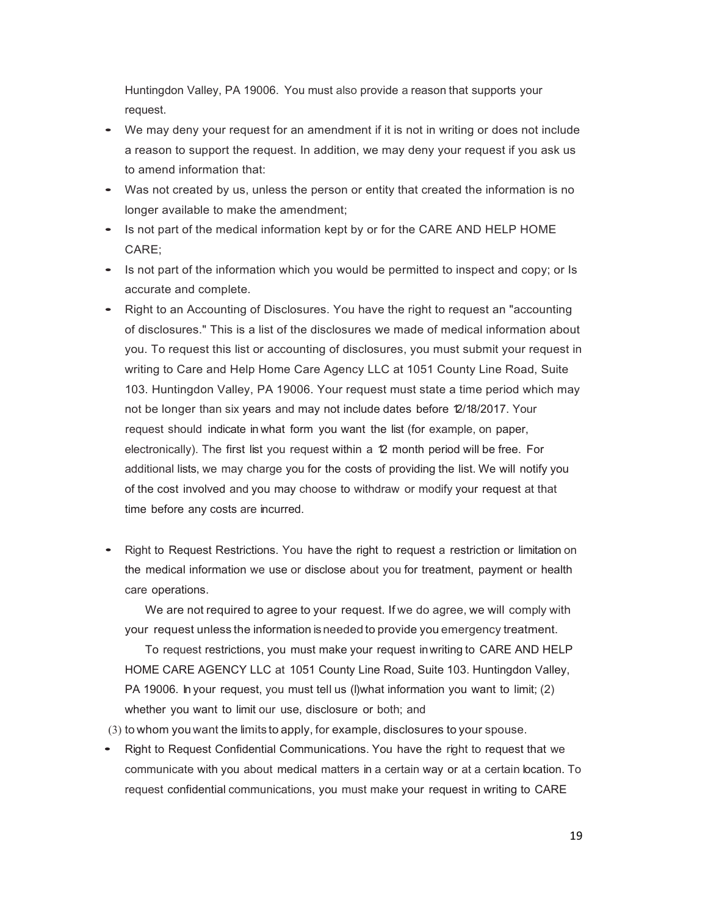Huntingdon Valley, PA 19006. You must also provide a reason that supports your request.

- We may deny your request for an amendment if it is not in writing or does not include a reason to support the request. In addition, we may deny your request if you ask us to amend information that:
- Was not created by us, unless the person or entity that created the information is no longer available to make the amendment;
- Is not part of the medical information kept by or for the CARE AND HELP HOME CARE;
- Is not part of the information which you would be permitted to inspect and copy; or Is accurate and complete.
- Right to an Accounting of Disclosures. You have the right to request an "accounting of disclosures." This is a list of the disclosures we made of medical information about you. To request this list or accounting of disclosures, you must submit your request in writing to Care and Help Home Care Agency LLC at 1051 County Line Road, Suite 103. Huntingdon Valley, PA 19006. Your request must state a time period which may not be longer than six years and may not include dates before 12/18/2017. Your request should indicate in what form you want the list (for example, on paper, electronically). The first list you request within a 12 month period will be free. For additional lists, we may charge you for the costs of providing the list. We will notify you of the cost involved and you may choose to withdraw or modify your request at that time before any costs are incurred.

- Right to Request Restrictions. You have the right to request a restriction or limitation on the medical information we use or disclose about you for treatment, payment or health care operations.

  We are not required to agree to your request. If we do agree, we will comply with your request unless the information is needed to provide you emergency treatment.

  To request restrictions, you must make your request in writing to CARE AND HELP HOME CARE AGENCY LLC at 1051 County Line Road, Suite 103. Huntingdon Valley, PA 19006. In your request, you must tell us (l)what information you want to limit; (2) whether you want to limit our use, disclosure or both; and

(3) to whom you want the limits to apply, for example, disclosures to your spouse.

- Right to Request Confidential Communications. You have the right to request that we communicate with you about medical matters in a certain way or at a certain location. To request confidential communications, you must make your request in writing to CARE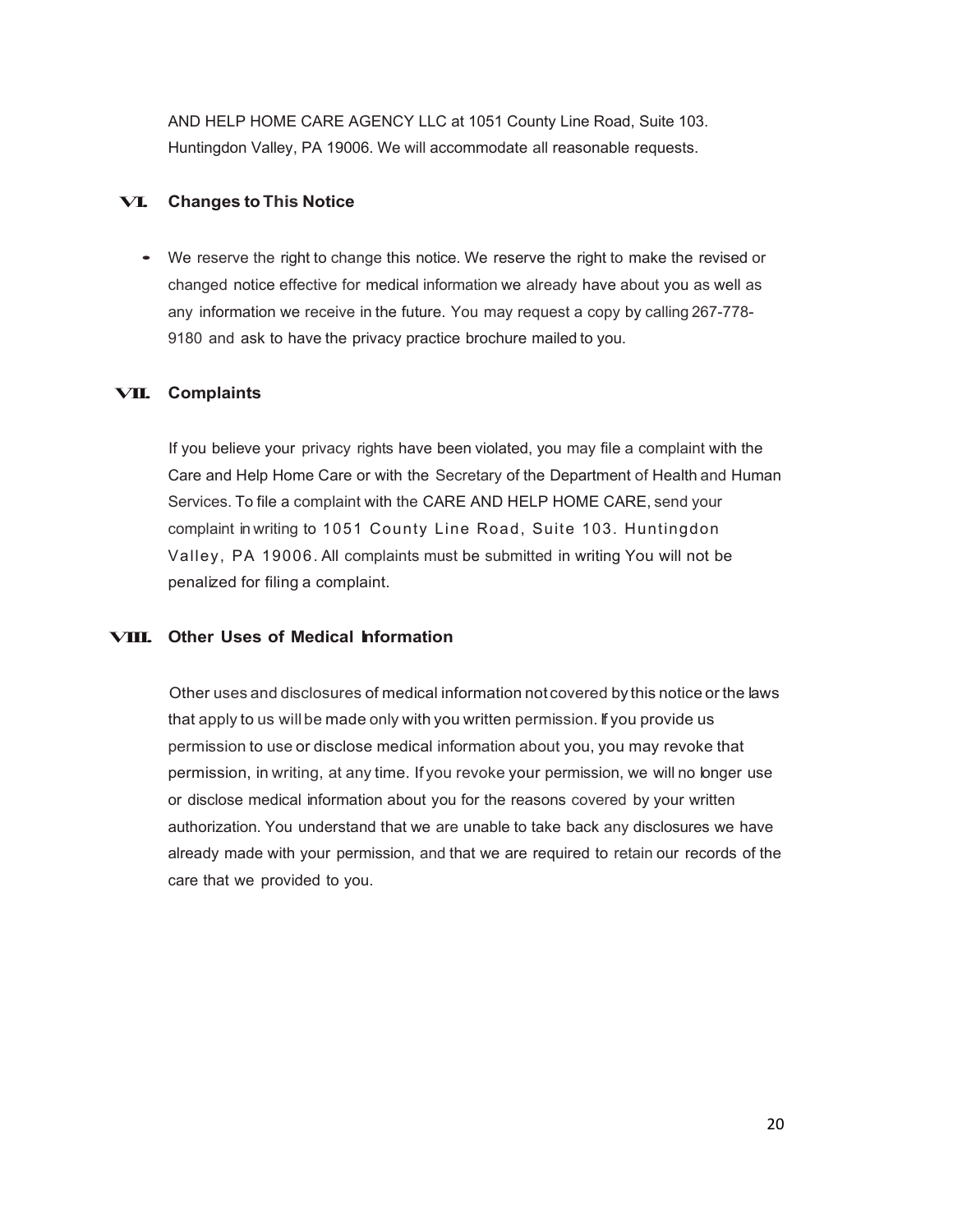AND HELP HOME CARE AGENCY LLC at 1051 County Line Road, Suite 103. Huntingdon Valley, PA 19006. We will accommodate all reasonable requests.

## VI. Changes to This Notice

- We reserve the right to change this notice. We reserve the right to make the revised or changed notice effective for medical information we already have about you as well as any information we receive in the future. You may request a copy by calling 267-778-9180 and ask to have the privacy practice brochure mailed to you.

## VII. Complaints

If you believe your privacy rights have been violated, you may file a complaint with the Care and Help Home Care or with the Secretary of the Department of Health and Human Services. To file a complaint with the CARE AND HELP HOME CARE, send your complaint in writing to 1051 County Line Road, Suite 103. Huntingdon Valley, PA 19006. All complaints must be submitted in writing You will not be penalized for filing a complaint.

## VIII. Other Uses of Medical Information

Other uses and disclosures of medical information not covered by this notice or the laws that apply to us will be made only with you written permission. If you provide us permission to use or disclose medical information about you, you may revoke that permission, in writing, at any time. If you revoke your permission, we will no longer use or disclose medical information about you for the reasons covered by your written authorization. You understand that we are unable to take back any disclosures we have already made with your permission, and that we are required to retain our records of the care that we provided to you.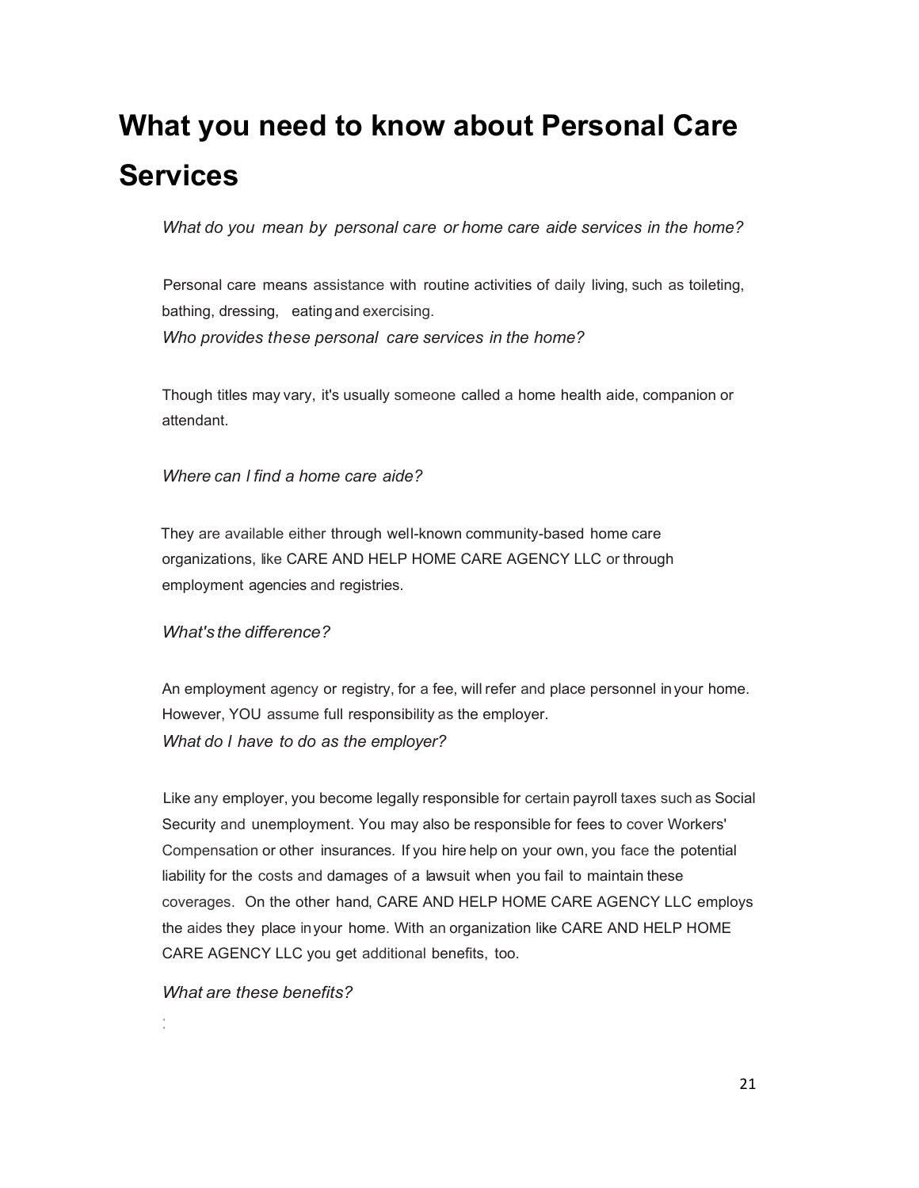# What you need to know about Personal Care Services

*What do you mean by personal care or home care aide services in the home?*

Personal care means assistance with routine activities of daily living, such as toileting, bathing, dressing, eating and exercising.

*Who provides these personal care services in the home?*

Though titles may vary, it's usually someone called a home health aide, companion or attendant.

*Where can I find a home care aide?*

They are available either through well-known community-based home care organizations, like CARE AND HELP HOME CARE AGENCY LLC or through employment agencies and registries.

*What's the difference?*

An employment agency or registry, for a fee, will refer and place personnel in your home. However, YOU assume full responsibility as the employer.

*What do I have to do as the employer?*

Like any employer, you become legally responsible for certain payroll taxes such as Social Security and unemployment. You may also be responsible for fees to cover Workers' Compensation or other insurances. If you hire help on your own, you face the potential liability for the costs and damages of a lawsuit when you fail to maintain these coverages. On the other hand, CARE AND HELP HOME CARE AGENCY LLC employs the aides they place in your home. With an organization like CARE AND HELP HOME CARE AGENCY LLC you get additional benefits, too.

*What are these benefits?*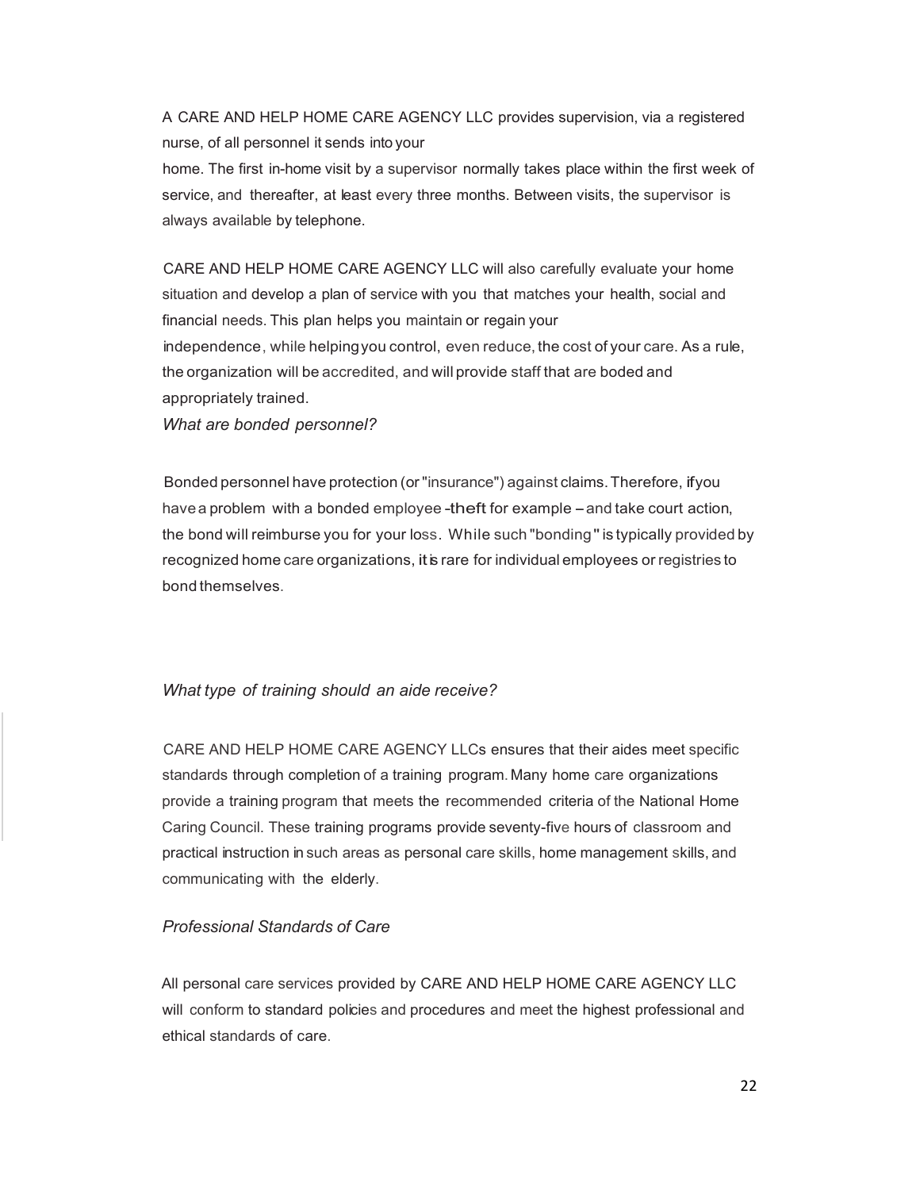A CARE AND HELP HOME CARE AGENCY LLC provides supervision, via a registered nurse, of all personnel it sends into your home. The first in-home visit by a supervisor normally takes place within the first week of service, and thereafter, at least every three months. Between visits, the supervisor is always available by telephone.

CARE AND HELP HOME CARE AGENCY LLC will also carefully evaluate your home situation and develop a plan of service with you that matches your health, social and financial needs. This plan helps you maintain or regain your independence, while helping you control, even reduce, the cost of your care. As a rule, the organization will be accredited, and will provide staff that are boded and appropriately trained.

*What are bonded personnel?*

Bonded personnel have protection (or "insurance") against claims. Therefore, if you have a problem with a bonded employee -theft for example – and take court action, the bond will reimburse you for your loss. While such "bonding" is typically provided by recognized home care organizations, it is rare for individual employees or registries to bond themselves.

*What type of training should an aide receive?*

CARE AND HELP HOME CARE AGENCY LLCs ensures that their aides meet specific standards through completion of a training program. Many home care organizations provide a training program that meets the recommended criteria of the National Home Caring Council. These training programs provide seventy-five hours of classroom and practical instruction in such areas as personal care skills, home management skills, and communicating with the elderly.

*Professional Standards of Care*

All personal care services provided by CARE AND HELP HOME CARE AGENCY LLC will conform to standard policies and procedures and meet the highest professional and ethical standards of care.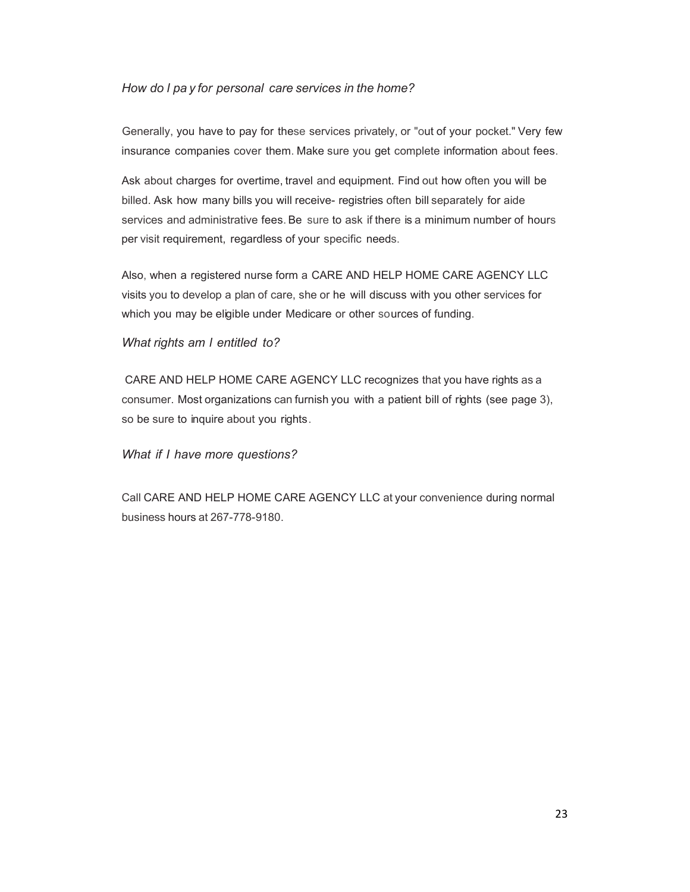*How do I pa y for personal care services in the home?*

Generally, you have to pay for these services privately, or "out of your pocket." Very few insurance companies cover them. Make sure you get complete information about fees.

Ask about charges for overtime, travel and equipment. Find out how often you will be billed. Ask how many bills you will receive- registries often bill separately for aide services and administrative fees. Be sure to ask if there is a minimum number of hours per visit requirement, regardless of your specific needs.

Also, when a registered nurse form a CARE AND HELP HOME CARE AGENCY LLC visits you to develop a plan of care, she or he will discuss with you other services for which you may be eligible under Medicare or other sources of funding.

*What rights am I entitled to?*

CARE AND HELP HOME CARE AGENCY LLC recognizes that you have rights as a consumer. Most organizations can furnish you with a patient bill of rights (see page 3), so be sure to inquire about you rights.

*What if I have more questions?*

Call CARE AND HELP HOME CARE AGENCY LLC at your convenience during normal business hours at 267-778-9180.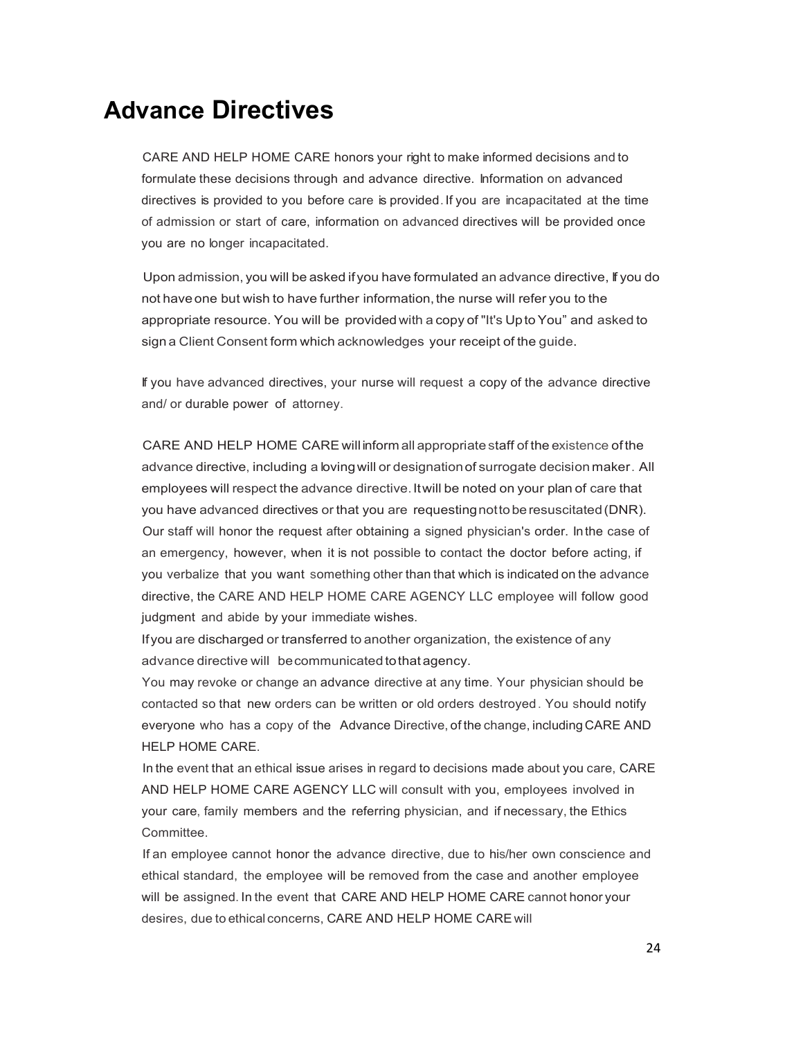# Advance Directives

CARE AND HELP HOME CARE honors your right to make informed decisions and to formulate these decisions through and advance directive. Information on advanced directives is provided to you before care is provided. If you are incapacitated at the time of admission or start of care, information on advanced directives will be provided once you are no longer incapacitated.

Upon admission, you will be asked if you have formulated an advance directive, If you do not have one but wish to have further information, the nurse will refer you to the appropriate resource. You will be provided with a copy of "It's Up to You" and asked to sign a Client Consent form which acknowledges your receipt of the guide.

If you have advanced directives, your nurse will request a copy of the advance directive and/ or durable power of attorney.

CARE AND HELP HOME CARE will inform all appropriate staff of the existence of the advance directive, including a loving will or designation of surrogate decision maker. All employees will respect the advance directive. It will be noted on your plan of care that you have advanced directives or that you are requesting not to be resuscitated (DNR). Our staff will honor the request after obtaining a signed physician's order. In the case of an emergency, however, when it is not possible to contact the doctor before acting, if you verbalize that you want something other than that which is indicated on the advance directive, the CARE AND HELP HOME CARE AGENCY LLC employee will follow good judgment and abide by your immediate wishes.

If you are discharged or transferred to another organization, the existence of any advance directive will be communicated to that agency.

You may revoke or change an advance directive at any time. Your physician should be contacted so that new orders can be written or old orders destroyed. You should notify everyone who has a copy of the Advance Directive, of the change, including CARE AND HELP HOME CARE.

In the event that an ethical issue arises in regard to decisions made about you care, CARE AND HELP HOME CARE AGENCY LLC will consult with you, employees involved in your care, family members and the referring physician, and if necessary, the Ethics Committee.

If an employee cannot honor the advance directive, due to his/her own conscience and ethical standard, the employee will be removed from the case and another employee will be assigned. In the event that CARE AND HELP HOME CARE cannot honor your desires, due to ethical concerns, CARE AND HELP HOME CARE will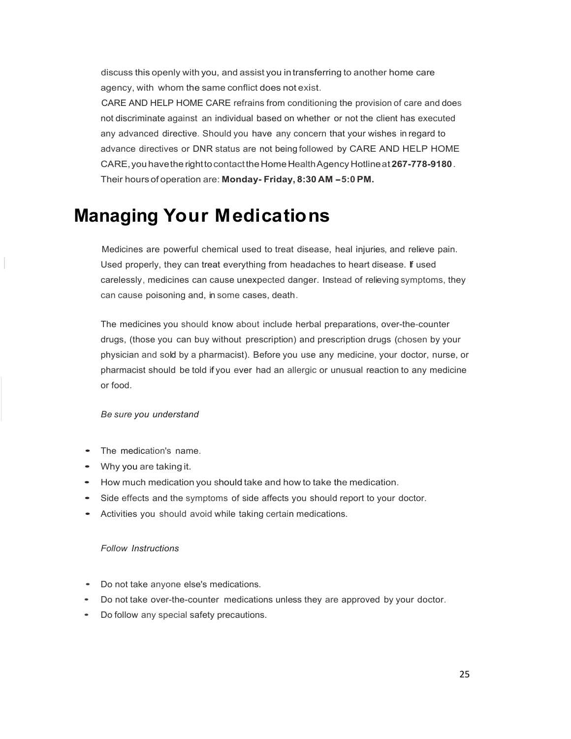discuss this openly with you, and assist you in transferring to another home care agency, with whom the same conflict does not exist.

CARE AND HELP HOME CARE refrains from conditioning the provision of care and does not discriminate against an individual based on whether or not the client has executed any advanced directive. Should you have any concern that your wishes in regard to advance directives or DNR status are not being followed by CARE AND HELP HOME CARE, you have the right to contact the Home Health Agency Hotline at **267-778-9180**. Their hours of operation are: **Monday- Friday, 8:30 AM – 5:0 PM.**

# Managing Your Medications

Medicines are powerful chemical used to treat disease, heal injuries, and relieve pain. Used properly, they can treat everything from headaches to heart disease. If used carelessly, medicines can cause unexpected danger. Instead of relieving symptoms, they can cause poisoning and, in some cases, death.

The medicines you should know about include herbal preparations, over-the-counter drugs, (those you can buy without prescription) and prescription drugs (chosen by your physician and sold by a pharmacist). Before you use any medicine, your doctor, nurse, or pharmacist should be told if you ever had an allergic or unusual reaction to any medicine or food.

*Be sure you understand*

- The medication's name.
- Why you are taking it.
- How much medication you should take and how to take the medication.
- Side effects and the symptoms of side affects you should report to your doctor.
- Activities you should avoid while taking certain medications.

*Follow Instructions*

- Do not take anyone else's medications.
- Do not take over-the-counter medications unless they are approved by your doctor.
- Do follow any special safety precautions.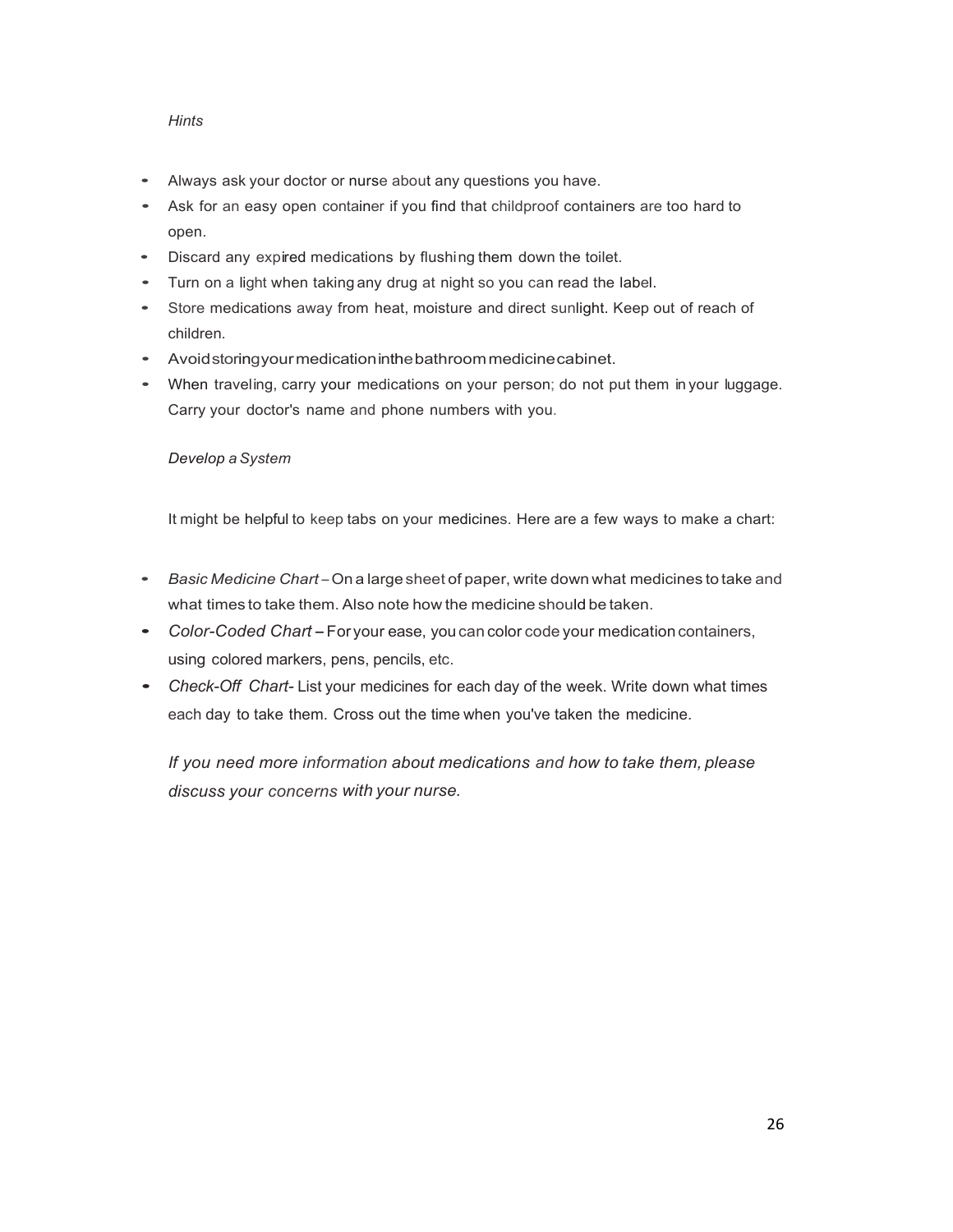*Hints*

- Always ask your doctor or nurse about any questions you have.
- Ask for an easy open container if you find that childproof containers are too hard to open.
- Discard any expired medications by flushing them down the toilet.
- Turn on a light when taking any drug at night so you can read the label.
- Store medications away from heat, moisture and direct sunlight. Keep out of reach of children.
- Avoid storing your medication in the bathroom medicine cabinet.
- When traveling, carry your medications on your person; do not put them in your luggage. Carry your doctor's name and phone numbers with you.

*Develop a System*

It might be helpful to keep tabs on your medicines. Here are a few ways to make a chart:

- *Basic Medicine Chart* – On a large sheet of paper, write down what medicines to take and what times to take them. Also note how the medicine should be taken.
- *Color-Coded Chart* – For your ease, you can color code your medication containers, using colored markers, pens, pencils, etc.
- *Check-Off Chart*- List your medicines for each day of the week. Write down what times each day to take them. Cross out the time when you've taken the medicine.

*If you need more information about medications and how to take them, please discuss your concerns with your nurse.*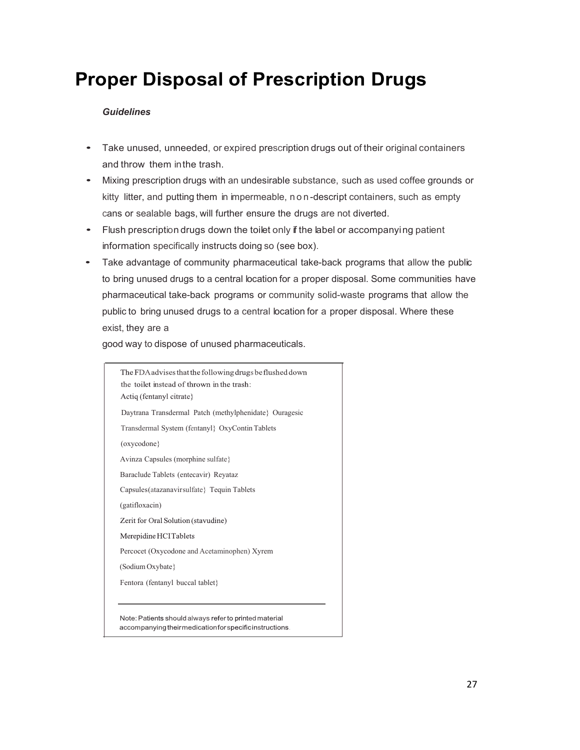# Proper Disposal of Prescription Drugs

***Guidelines***

- Take unused, unneeded, or expired prescription drugs out of their original containers and throw them in the trash.
- Mixing prescription drugs with an undesirable substance, such as used coffee grounds or kitty litter, and putting them in impermeable, non-descript containers, such as empty cans or sealable bags, will further ensure the drugs are not diverted.
- Flush prescription drugs down the toilet only if the label or accompanying patient information specifically instructs doing so (see box).
- Take advantage of community pharmaceutical take-back programs that allow the public to bring unused drugs to a central location for a proper disposal. Some communities have pharmaceutical take-back programs or community solid-waste programs that allow the public to bring unused drugs to a central location for a proper disposal. Where these exist, they are a good way to dispose of unused pharmaceuticals.

---

The FDA advises that the following drugs be flushed down the toilet instead of thrown in the trash:

Actiq (fentanyl citrate}

Daytrana Transdermal Patch (methylphenidate} Ouragesic Transdermal System (fentanyl} OxyContin Tablets (oxycodone}

Avinza Capsules (morphine sulfate}

Baraclude Tablets (entecavir) Reyataz Capsules(atazanavirsulfate} Tequin Tablets (gatifloxacin)

Zerit for Oral Solution (stavudine)

Merepidine HCI Tablets

Percocet (Oxycodone and Acetaminophen) Xyrem (Sodium Oxybate}

Fentora (fentanyl buccal tablet}

---

Note: Patients should always refer to printed material accompanying their medication for specific instructions.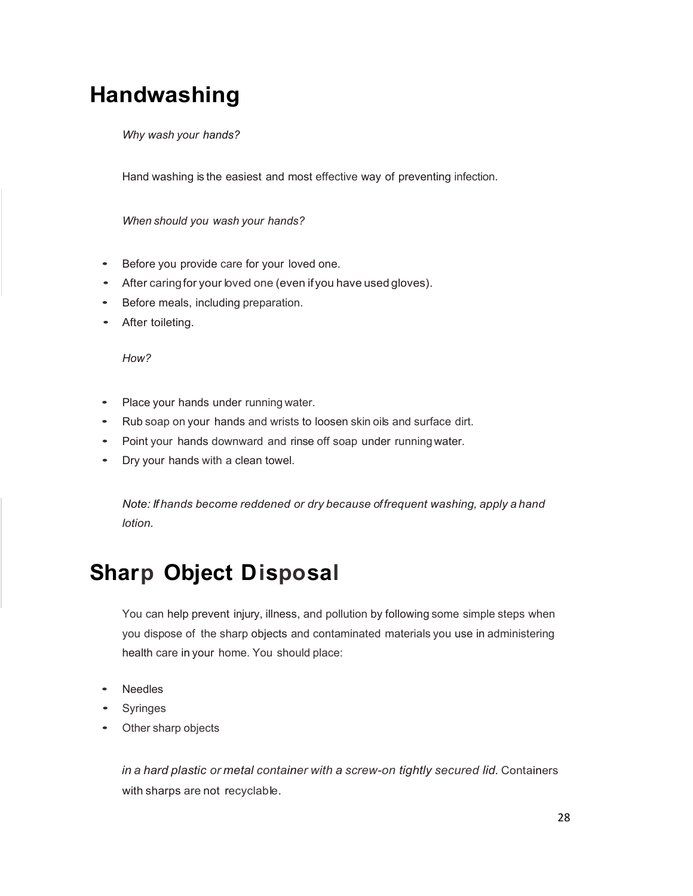## Handwashing

*Why wash your hands?*

Hand washing is the easiest and most effective way of preventing infection.

*When should you wash your hands?*

- Before you provide care for your loved one.
- After caring for your loved one (even if you have used gloves).
- Before meals, including preparation.
- After toileting.

*How?*

- Place your hands under running water.
- Rub soap on your hands and wrists to loosen skin oils and surface dirt.
- Point your hands downward and rinse off soap under running water.
- Dry your hands with a clean towel.

*Note: If hands become reddened or dry because of frequent washing, apply a hand lotion.*

## Sharp Object Disposal

You can help prevent injury, illness, and pollution by following some simple steps when you dispose of the sharp objects and contaminated materials you use in administering health care in your home. You should place:

- Needles
- Syringes
- Other sharp objects

*in a hard plastic or metal container with a screw-on tightly secured lid.* Containers with sharps are not recyclable.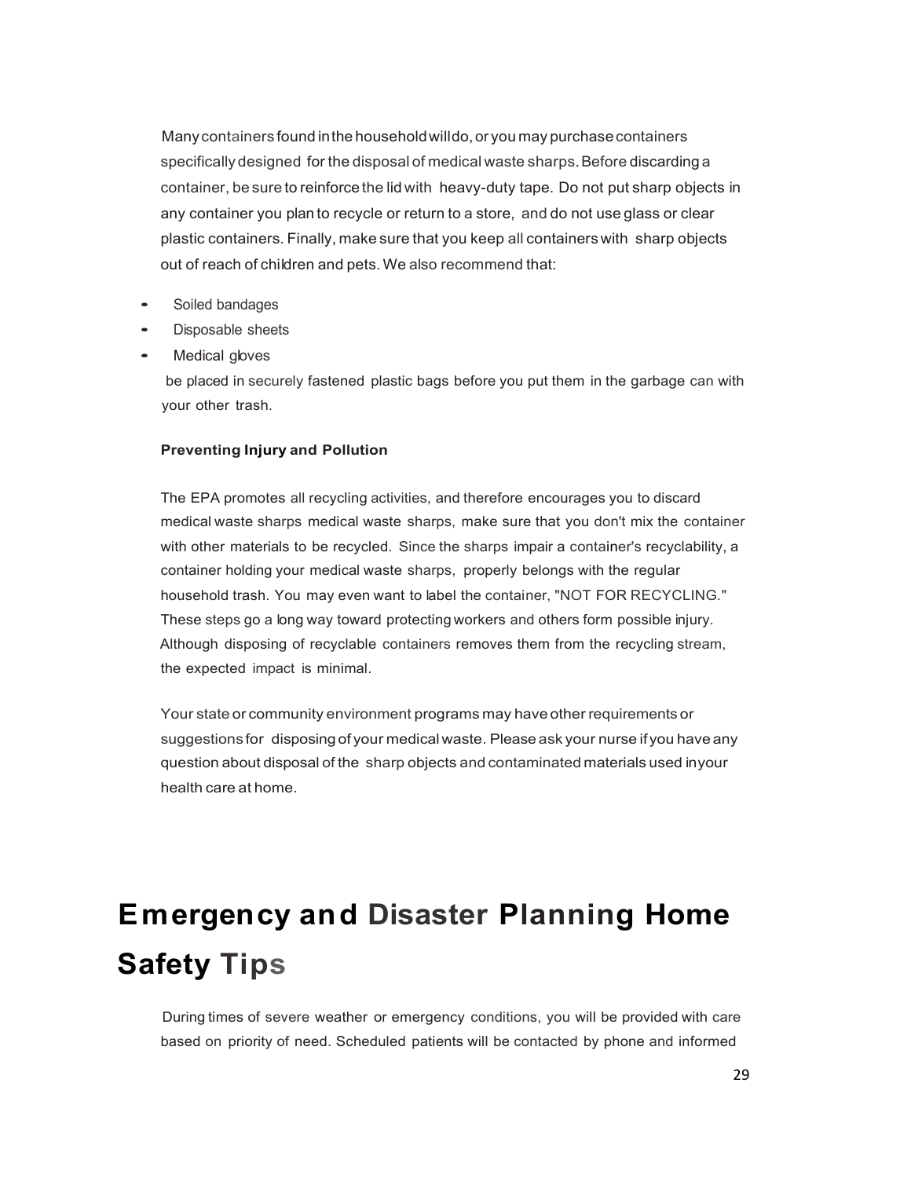Many containers found in the household will do, or you may purchase containers specifically designed for the disposal of medical waste sharps. Before discarding a container, be sure to reinforce the lid with heavy-duty tape. Do not put sharp objects in any container you plan to recycle or return to a store, and do not use glass or clear plastic containers. Finally, make sure that you keep all containers with sharp objects out of reach of children and pets. We also recommend that:

- Soiled bandages
- Disposable sheets
- Medical gloves

be placed in securely fastened plastic bags before you put them in the garbage can with your other trash.

**Preventing Injury and Pollution**

The EPA promotes all recycling activities, and therefore encourages you to discard medical waste sharps medical waste sharps, make sure that you don't mix the container with other materials to be recycled. Since the sharps impair a container's recyclability, a container holding your medical waste sharps, properly belongs with the regular household trash. You may even want to label the container, "NOT FOR RECYCLING." These steps go a long way toward protecting workers and others form possible injury. Although disposing of recyclable containers removes them from the recycling stream, the expected impact is minimal.

Your state or community environment programs may have other requirements or suggestions for disposing of your medical waste. Please ask your nurse if you have any question about disposal of the sharp objects and contaminated materials used in your health care at home.

# Emergency and Disaster Planning Home Safety Tips

During times of severe weather or emergency conditions, you will be provided with care based on priority of need. Scheduled patients will be contacted by phone and informed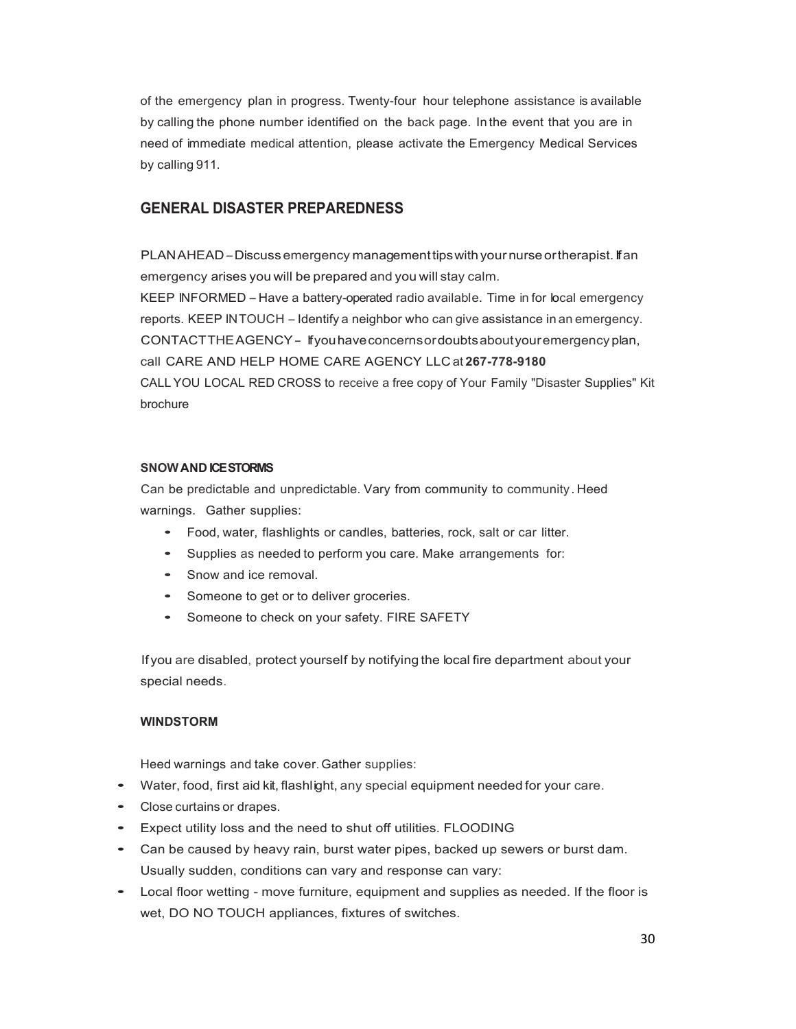of the emergency plan in progress. Twenty-four hour telephone assistance is available by calling the phone number identified on the back page. In the event that you are in need of immediate medical attention, please activate the Emergency Medical Services by calling 911.

## GENERAL DISASTER PREPAREDNESS

PLAN AHEAD – Discuss emergency management tips with your nurse or therapist. If an emergency arises you will be prepared and you will stay calm.
KEEP INFORMED – Have a battery-operated radio available. Time in for local emergency reports. KEEP IN TOUCH – Identify a neighbor who can give assistance in an emergency.
CONTACT THE AGENCY – If you have concerns or doubts about your emergency plan, call CARE AND HELP HOME CARE AGENCY LLC at **267-778-9180**
CALL YOU LOCAL RED CROSS to receive a free copy of Your Family "Disaster Supplies" Kit brochure

#### SNOW AND ICE STORMS

Can be predictable and unpredictable. Vary from community to community. Heed warnings. Gather supplies:

- Food, water, flashlights or candles, batteries, rock, salt or car litter.
- Supplies as needed to perform you care. Make arrangements for:
- Snow and ice removal.
- Someone to get or to deliver groceries.
- Someone to check on your safety. FIRE SAFETY

If you are disabled, protect yourself by notifying the local fire department about your special needs.

#### WINDSTORM

Heed warnings and take cover. Gather supplies:

- Water, food, first aid kit, flashlight, any special equipment needed for your care.
- Close curtains or drapes.
- Expect utility loss and the need to shut off utilities. FLOODING
- Can be caused by heavy rain, burst water pipes, backed up sewers or burst dam. Usually sudden, conditions can vary and response can vary:
- Local floor wetting - move furniture, equipment and supplies as needed. If the floor is wet, DO NO TOUCH appliances, fixtures of switches.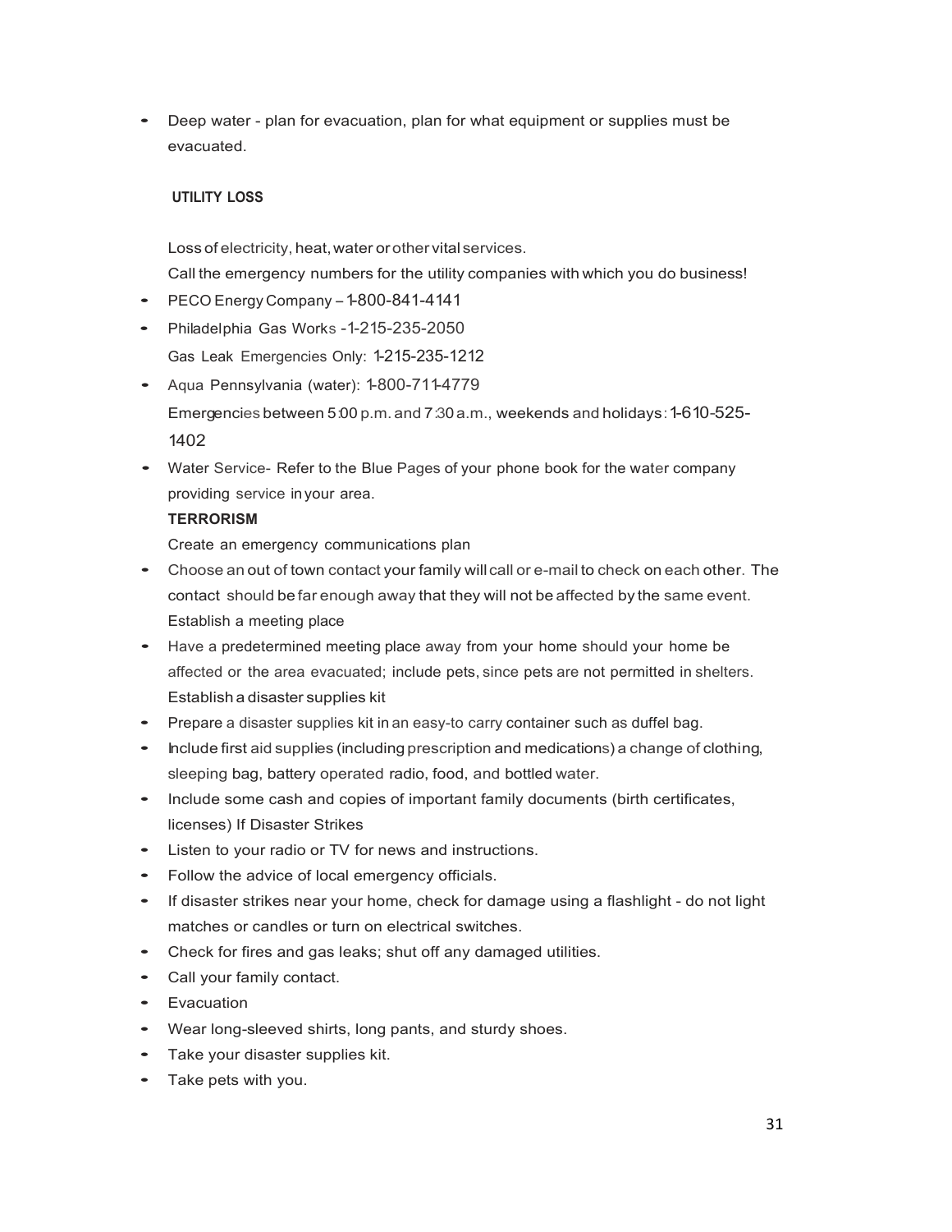- Deep water - plan for evacuation, plan for what equipment or supplies must be evacuated.

### UTILITY LOSS

Loss of electricity, heat, water or other vital services.

Call the emergency numbers for the utility companies with which you do business!

- PECO Energy Company – 1-800-841-4141
- Philadelphia Gas Works -1-215-235-2050

  Gas Leak Emergencies Only: 1-215-235-1212
- Aqua Pennsylvania (water): 1-800-711-4779

  Emergencies between 5:00 p.m. and 7:30 a.m., weekends and holidays: 1-610-525-1402
- Water Service- Refer to the Blue Pages of your phone book for the water company providing service in your area.

**TERRORISM**

Create an emergency communications plan

- Choose an out of town contact your family will call or e-mail to check on each other. The contact should be far enough away that they will not be affected by the same event.

  Establish a meeting place
- Have a predetermined meeting place away from your home should your home be affected or the area evacuated; include pets, since pets are not permitted in shelters.

  Establish a disaster supplies kit
- Prepare a disaster supplies kit in an easy-to carry container such as duffel bag.
- Include first aid supplies (including prescription and medications) a change of clothing, sleeping bag, battery operated radio, food, and bottled water.
- Include some cash and copies of important family documents (birth certificates, licenses) If Disaster Strikes
- Listen to your radio or TV for news and instructions.
- Follow the advice of local emergency officials.
- If disaster strikes near your home, check for damage using a flashlight - do not light matches or candles or turn on electrical switches.
- Check for fires and gas leaks; shut off any damaged utilities.
- Call your family contact.
- Evacuation
- Wear long-sleeved shirts, long pants, and sturdy shoes.
- Take your disaster supplies kit.
- Take pets with you.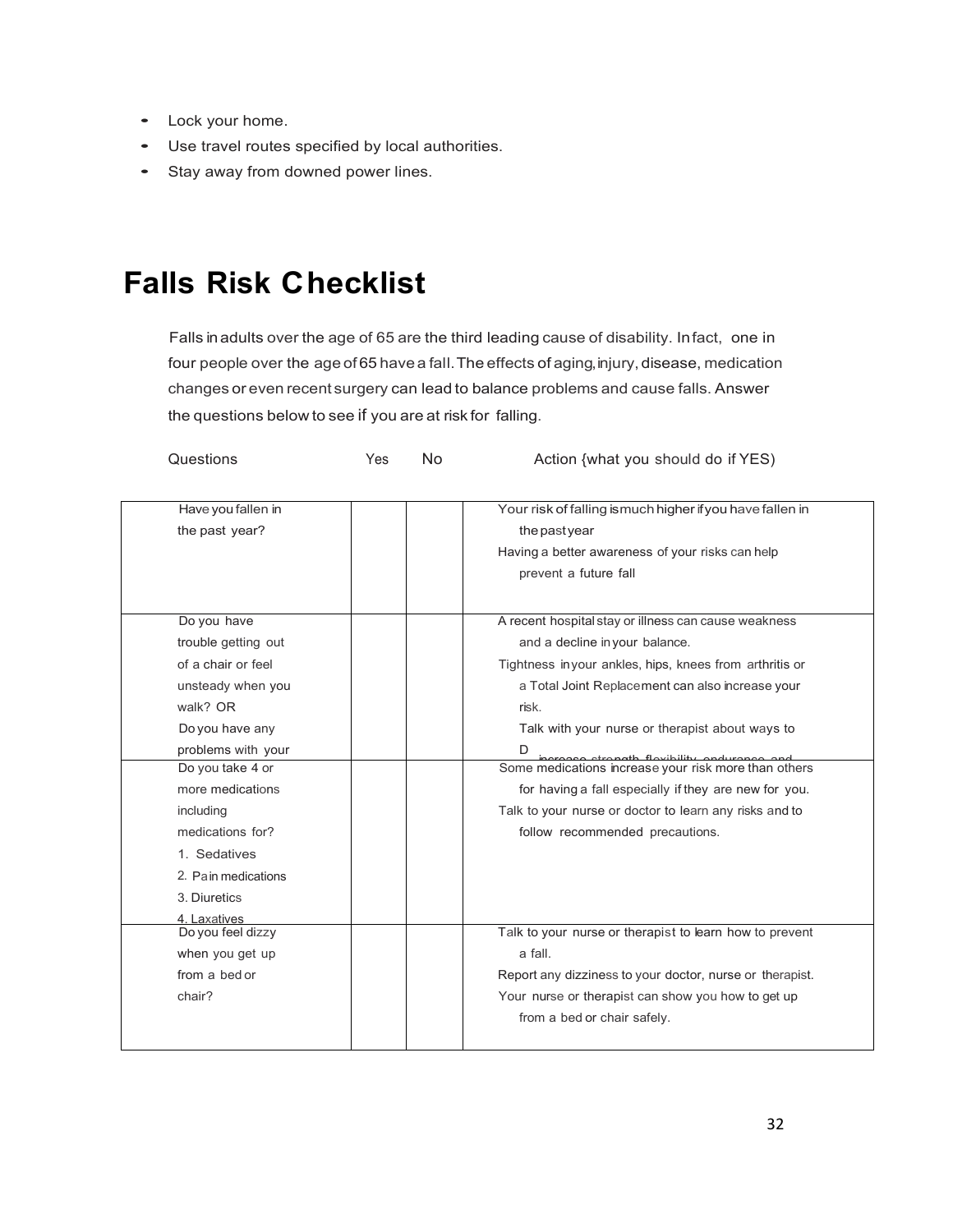- Lock your home.
- Use travel routes specified by local authorities.
- Stay away from downed power lines.

# Falls Risk Checklist

Falls in adults over the age of 65 are the third leading cause of disability. In fact, one in four people over the age of 65 have a fall. The effects of aging, injury, disease, medication changes or even recent surgery can lead to balance problems and cause falls. Answer the questions below to see if you are at risk for falling.

| Questions | Yes | No | Action {what you should do if YES) |
|---|---|---|---|
| Have you fallen in the past year? | | | Your risk of falling is much higher if you have fallen in the past year<br>Having a better awareness of your risks can help prevent a future fall |
| Do you have trouble getting out of a chair or feel unsteady when you walk? OR Do you have any problems with your | | | A recent hospital stay or illness can cause weakness and a decline in your balance.<br>Tightness in your ankles, hips, knees from arthritis or a Total Joint Replacement can also increase your risk.<br>Talk with your nurse or therapist about ways to D increase strength flexibility endurance and |
| Do you take 4 or more medications including medications for?<br>1. Sedatives<br>2. Pain medications<br>3. Diuretics<br>4. Laxatives | | | Some medications increase your risk more than others for having a fall especially if they are new for you.<br>Talk to your nurse or doctor to learn any risks and to follow recommended precautions. |
| Do you feel dizzy when you get up from a bed or chair? | | | Talk to your nurse or therapist to learn how to prevent a fall.<br>Report any dizziness to your doctor, nurse or therapist.<br>Your nurse or therapist can show you how to get up from a bed or chair safely. |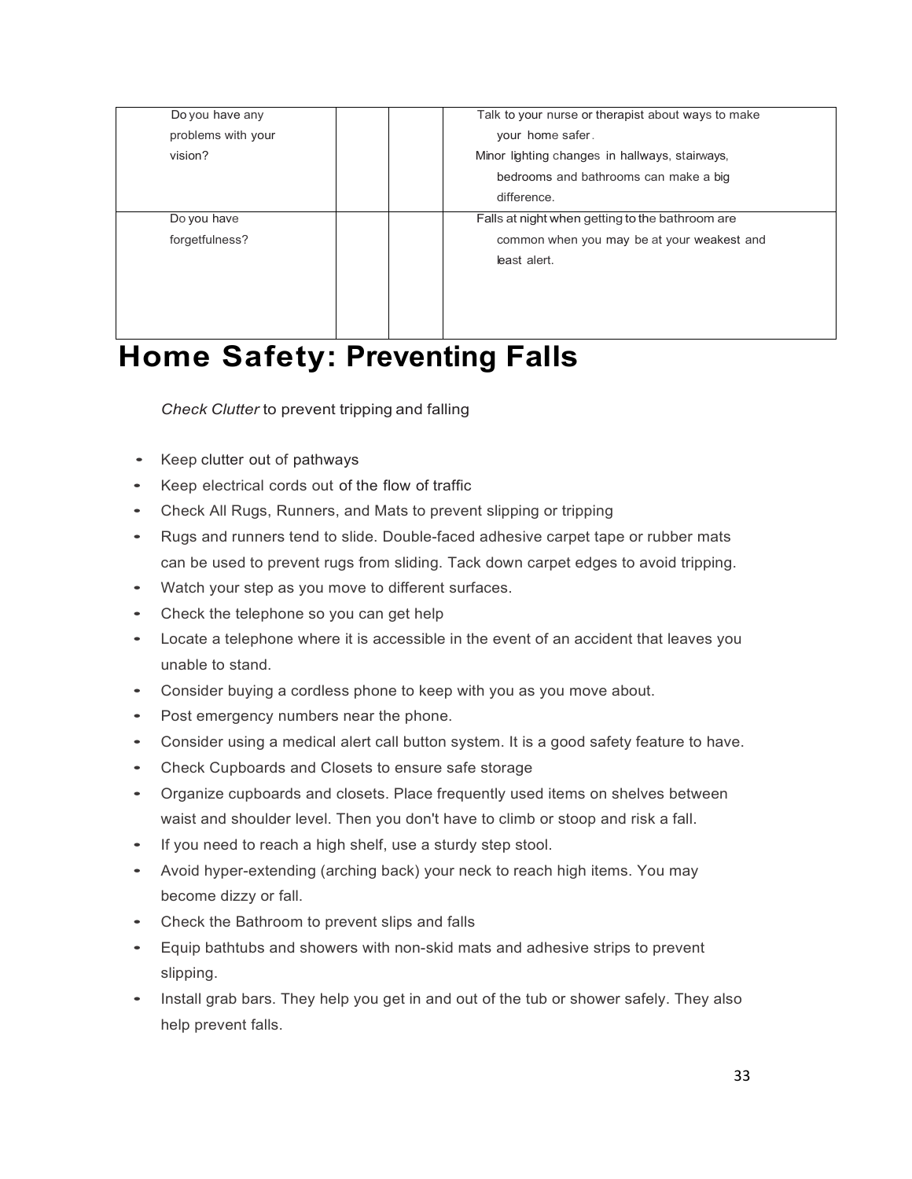| Do you have any problems with your vision? | | | Talk to your nurse or therapist about ways to make your home safer. Minor lighting changes in hallways, stairways, bedrooms and bathrooms can make a big difference. |
|---|---|---|---|
| Do you have forgetfulness? | | | Falls at night when getting to the bathroom are common when you may be at your weakest and least alert. |

# Home Safety: Preventing Falls

*Check Clutter* to prevent tripping and falling

- Keep clutter out of pathways
- Keep electrical cords out of the flow of traffic
- Check All Rugs, Runners, and Mats to prevent slipping or tripping
- Rugs and runners tend to slide. Double-faced adhesive carpet tape or rubber mats can be used to prevent rugs from sliding. Tack down carpet edges to avoid tripping.
- Watch your step as you move to different surfaces.
- Check the telephone so you can get help
- Locate a telephone where it is accessible in the event of an accident that leaves you unable to stand.
- Consider buying a cordless phone to keep with you as you move about.
- Post emergency numbers near the phone.
- Consider using a medical alert call button system. It is a good safety feature to have.
- Check Cupboards and Closets to ensure safe storage
- Organize cupboards and closets. Place frequently used items on shelves between waist and shoulder level. Then you don't have to climb or stoop and risk a fall.
- If you need to reach a high shelf, use a sturdy step stool.
- Avoid hyper-extending (arching back) your neck to reach high items. You may become dizzy or fall.
- Check the Bathroom to prevent slips and falls
- Equip bathtubs and showers with non-skid mats and adhesive strips to prevent slipping.
- Install grab bars. They help you get in and out of the tub or shower safely. They also help prevent falls.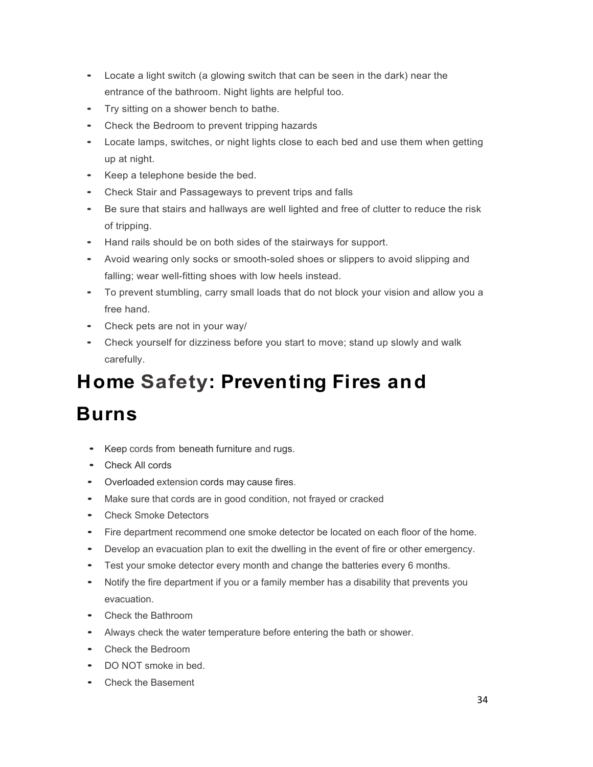- Locate a light switch (a glowing switch that can be seen in the dark) near the entrance of the bathroom. Night lights are helpful too.
- Try sitting on a shower bench to bathe.
- Check the Bedroom to prevent tripping hazards
- Locate lamps, switches, or night lights close to each bed and use them when getting up at night.
- Keep a telephone beside the bed.
- Check Stair and Passageways to prevent trips and falls
- Be sure that stairs and hallways are well lighted and free of clutter to reduce the risk of tripping.
- Hand rails should be on both sides of the stairways for support.
- Avoid wearing only socks or smooth-soled shoes or slippers to avoid slipping and falling; wear well-fitting shoes with low heels instead.
- To prevent stumbling, carry small loads that do not block your vision and allow you a free hand.
- Check pets are not in your way/
- Check yourself for dizziness before you start to move; stand up slowly and walk carefully.

# Home Safety: Preventing Fires and Burns

- Keep cords from beneath furniture and rugs.
- Check All cords
- Overloaded extension cords may cause fires.
- Make sure that cords are in good condition, not frayed or cracked
- Check Smoke Detectors
- Fire department recommend one smoke detector be located on each floor of the home.
- Develop an evacuation plan to exit the dwelling in the event of fire or other emergency.
- Test your smoke detector every month and change the batteries every 6 months.
- Notify the fire department if you or a family member has a disability that prevents you evacuation.
- Check the Bathroom
- Always check the water temperature before entering the bath or shower.
- Check the Bedroom
- DO NOT smoke in bed.
- Check the Basement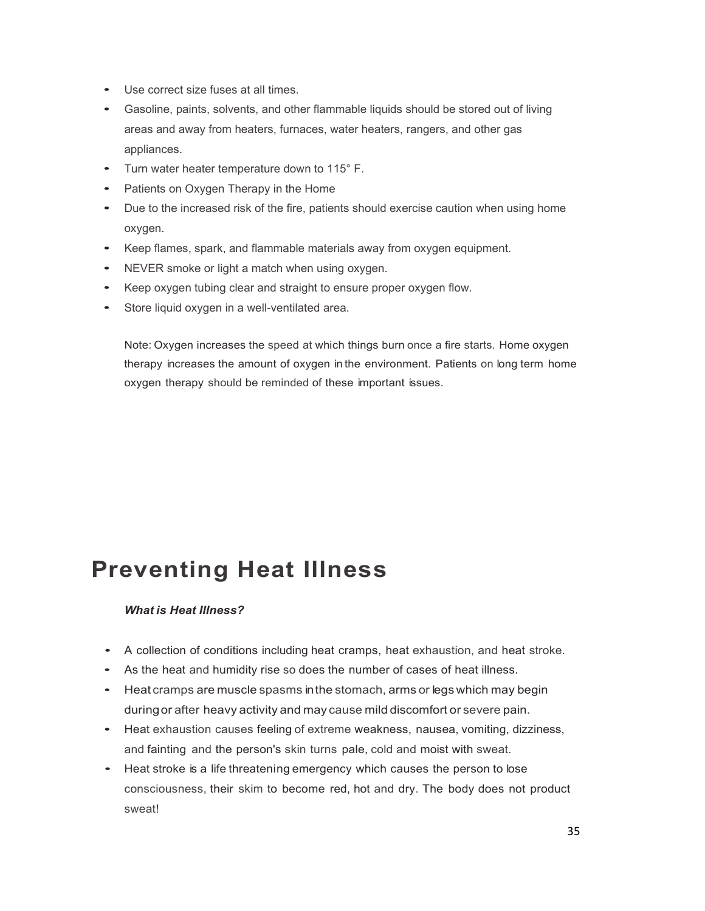- Use correct size fuses at all times.
- Gasoline, paints, solvents, and other flammable liquids should be stored out of living areas and away from heaters, furnaces, water heaters, rangers, and other gas appliances.
- Turn water heater temperature down to 115° F.
- Patients on Oxygen Therapy in the Home
- Due to the increased risk of the fire, patients should exercise caution when using home oxygen.
- Keep flames, spark, and flammable materials away from oxygen equipment.
- NEVER smoke or light a match when using oxygen.
- Keep oxygen tubing clear and straight to ensure proper oxygen flow.
- Store liquid oxygen in a well-ventilated area.

Note: Oxygen increases the speed at which things burn once a fire starts. Home oxygen therapy increases the amount of oxygen in the environment. Patients on long term home oxygen therapy should be reminded of these important issues.

# Preventing Heat Illness

***What is Heat Illness?***

- A collection of conditions including heat cramps, heat exhaustion, and heat stroke.
- As the heat and humidity rise so does the number of cases of heat illness.
- Heat cramps are muscle spasms in the stomach, arms or legs which may begin during or after heavy activity and may cause mild discomfort or severe pain.
- Heat exhaustion causes feeling of extreme weakness, nausea, vomiting, dizziness, and fainting and the person's skin turns pale, cold and moist with sweat.
- Heat stroke is a life threatening emergency which causes the person to lose consciousness, their skim to become red, hot and dry. The body does not product sweat!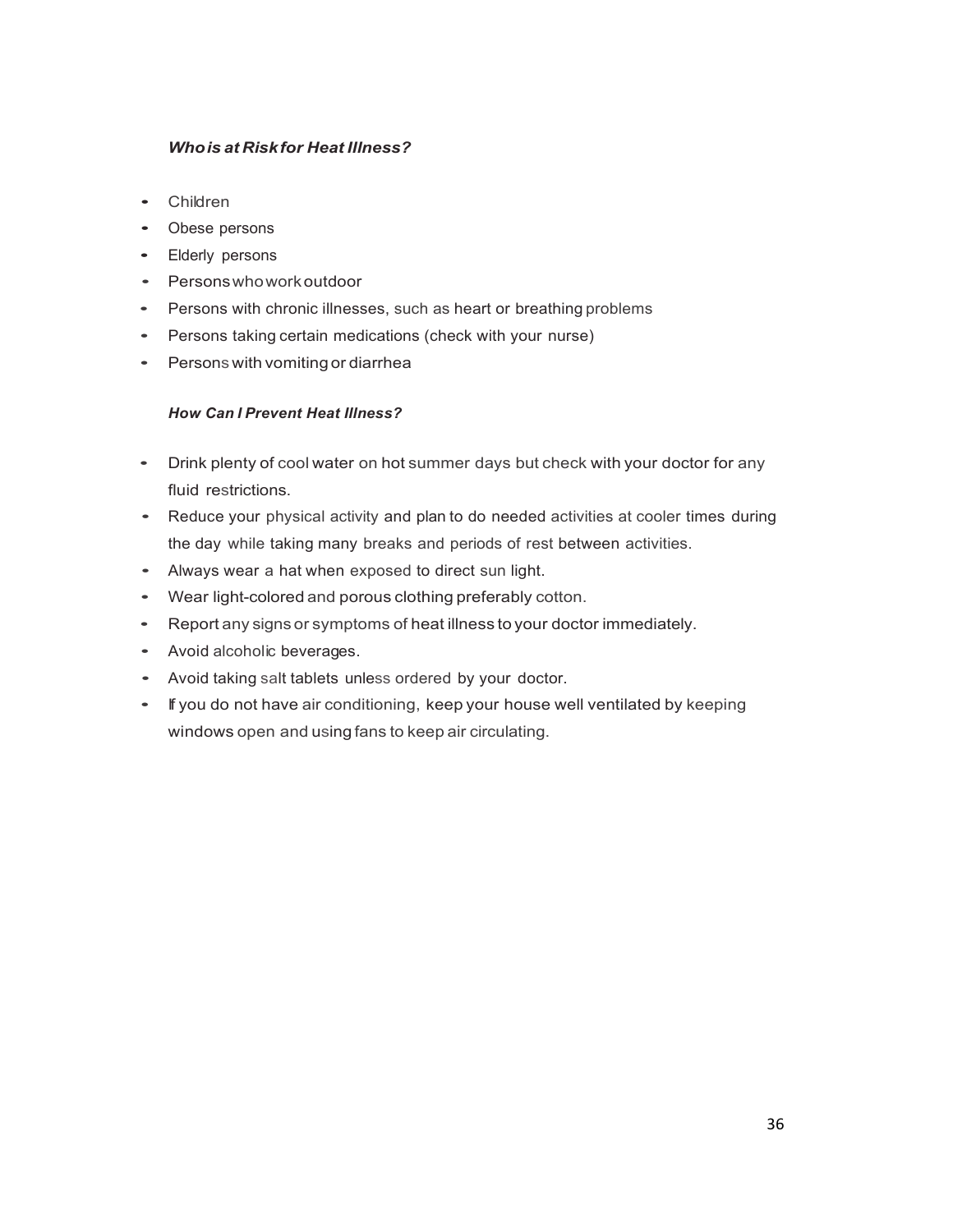### ***Who is at Risk for Heat Illness?***

- Children
- Obese persons
- Elderly persons
- Persons who work outdoor
- Persons with chronic illnesses, such as heart or breathing problems
- Persons taking certain medications (check with your nurse)
- Persons with vomiting or diarrhea

### ***How Can I Prevent Heat Illness?***

- Drink plenty of cool water on hot summer days but check with your doctor for any fluid restrictions.
- Reduce your physical activity and plan to do needed activities at cooler times during the day while taking many breaks and periods of rest between activities.
- Always wear a hat when exposed to direct sun light.
- Wear light-colored and porous clothing preferably cotton.
- Report any signs or symptoms of heat illness to your doctor immediately.
- Avoid alcoholic beverages.
- Avoid taking salt tablets unless ordered by your doctor.
- If you do not have air conditioning, keep your house well ventilated by keeping windows open and using fans to keep air circulating.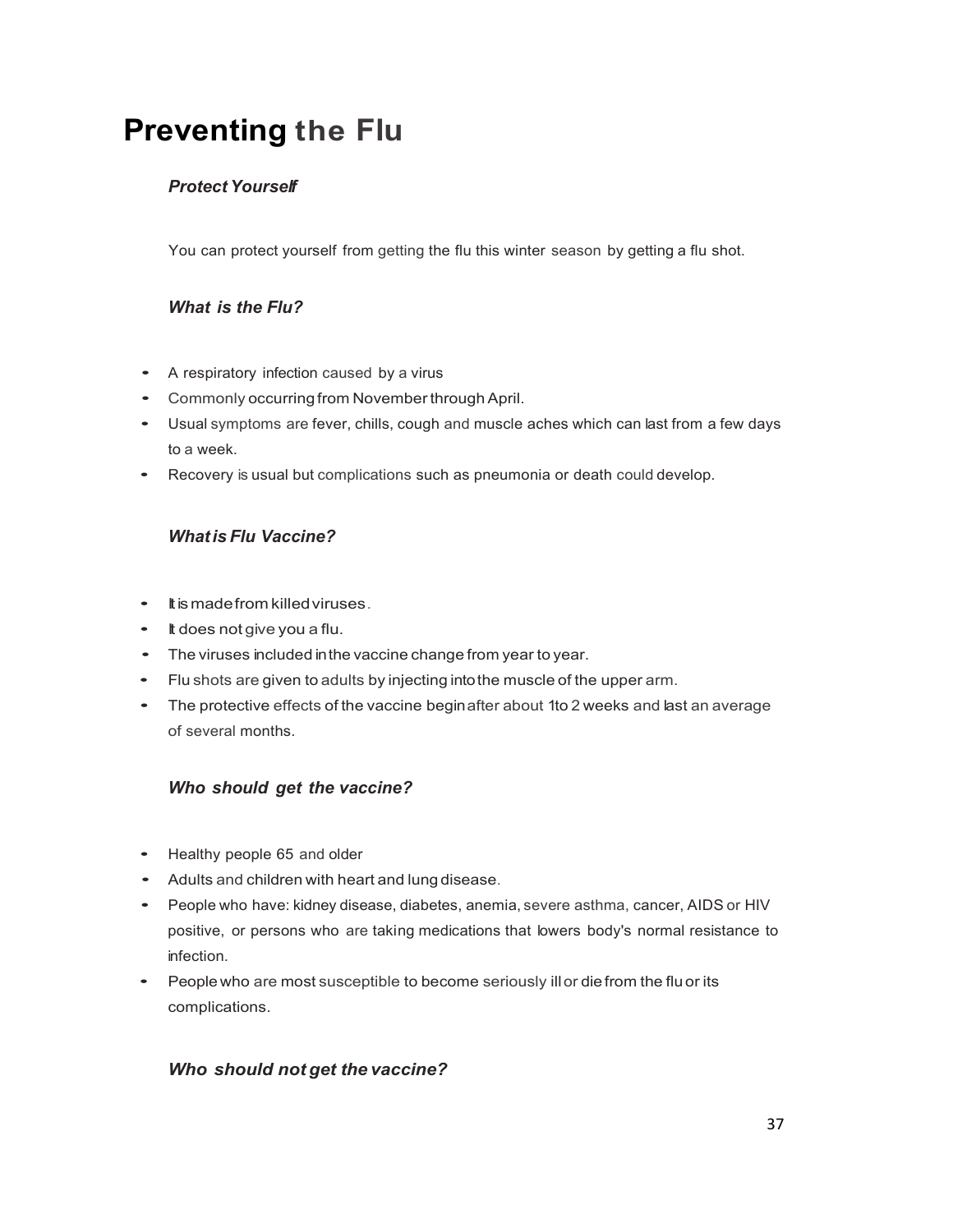# Preventing the Flu

### *Protect Yourself*

You can protect yourself from getting the flu this winter season by getting a flu shot.

### *What is the Flu?*

- A respiratory infection caused by a virus
- Commonly occurring from November through April.
- Usual symptoms are fever, chills, cough and muscle aches which can last from a few days to a week.
- Recovery is usual but complications such as pneumonia or death could develop.

### *What is Flu Vaccine?*

- It is made from killed viruses.
- It does not give you a flu.
- The viruses included in the vaccine change from year to year.
- Flu shots are given to adults by injecting into the muscle of the upper arm.
- The protective effects of the vaccine begin after about 1 to 2 weeks and last an average of several months.

### *Who should get the vaccine?*

- Healthy people 65 and older
- Adults and children with heart and lung disease.
- People who have: kidney disease, diabetes, anemia, severe asthma, cancer, AIDS or HIV positive, or persons who are taking medications that lowers body's normal resistance to infection.
- People who are most susceptible to become seriously ill or die from the flu or its complications.

### *Who should not get the vaccine?*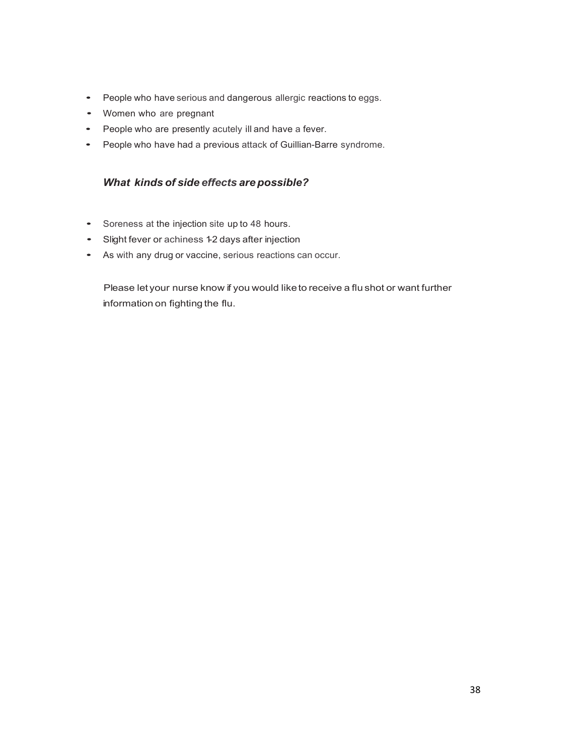- People who have serious and dangerous allergic reactions to eggs.
- Women who are pregnant
- People who are presently acutely ill and have a fever.
- People who have had a previous attack of Guillian-Barre syndrome.

### *What kinds of side effects are possible?*

- Soreness at the injection site up to 48 hours.
- Slight fever or achiness 1-2 days after injection
- As with any drug or vaccine, serious reactions can occur.

Please let your nurse know if you would like to receive a flu shot or want further information on fighting the flu.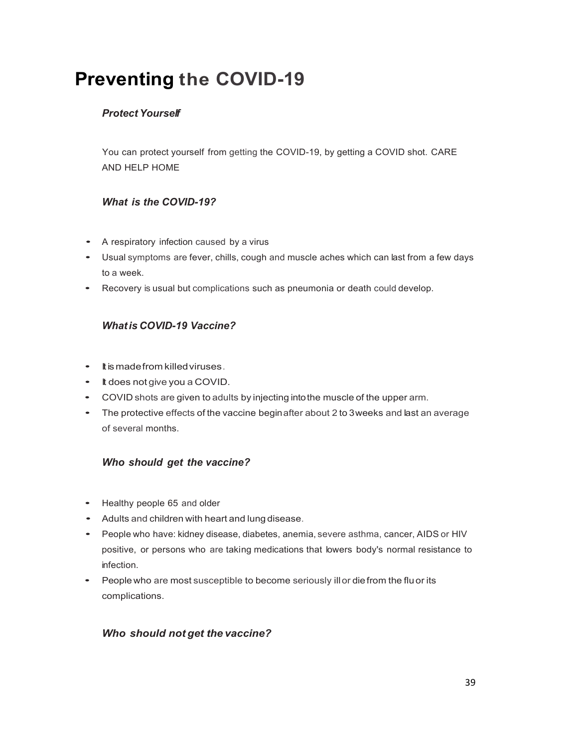# Preventing the COVID-19

### *Protect Yourself*

You can protect yourself from getting the COVID-19, by getting a COVID shot. CARE AND HELP HOME

### *What is the COVID-19?*

- A respiratory infection caused by a virus
- Usual symptoms are fever, chills, cough and muscle aches which can last from a few days to a week.
- Recovery is usual but complications such as pneumonia or death could develop.

### *What is COVID-19 Vaccine?*

- It is made from killed viruses.
- It does not give you a COVID.
- COVID shots are given to adults by injecting into the muscle of the upper arm.
- The protective effects of the vaccine begin after about 2 to 3 weeks and last an average of several months.

### *Who should get the vaccine?*

- Healthy people 65 and older
- Adults and children with heart and lung disease.
- People who have: kidney disease, diabetes, anemia, severe asthma, cancer, AIDS or HIV positive, or persons who are taking medications that lowers body's normal resistance to infection.
- People who are most susceptible to become seriously ill or die from the flu or its complications.

### *Who should not get the vaccine?*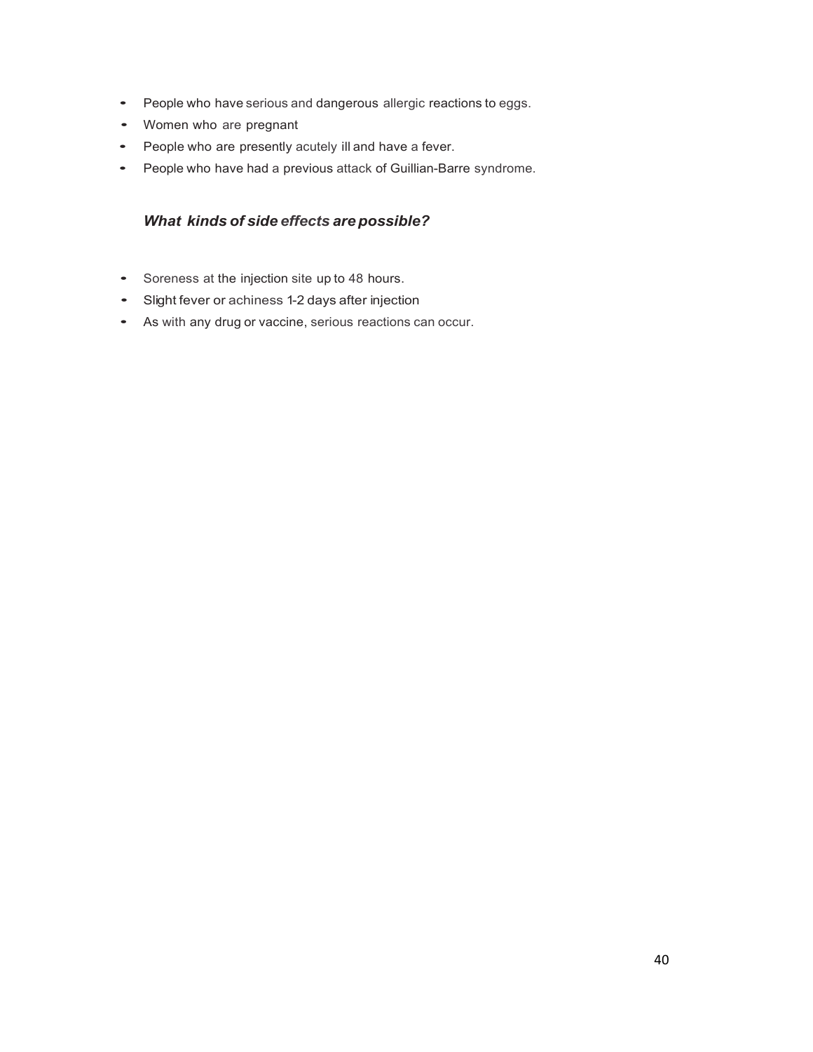- People who have serious and dangerous allergic reactions to eggs.
- Women who are pregnant
- People who are presently acutely ill and have a fever.
- People who have had a previous attack of Guillian-Barre syndrome.

### *What kinds of side effects are possible?*

- Soreness at the injection site up to 48 hours.
- Slight fever or achiness 1-2 days after injection
- As with any drug or vaccine, serious reactions can occur.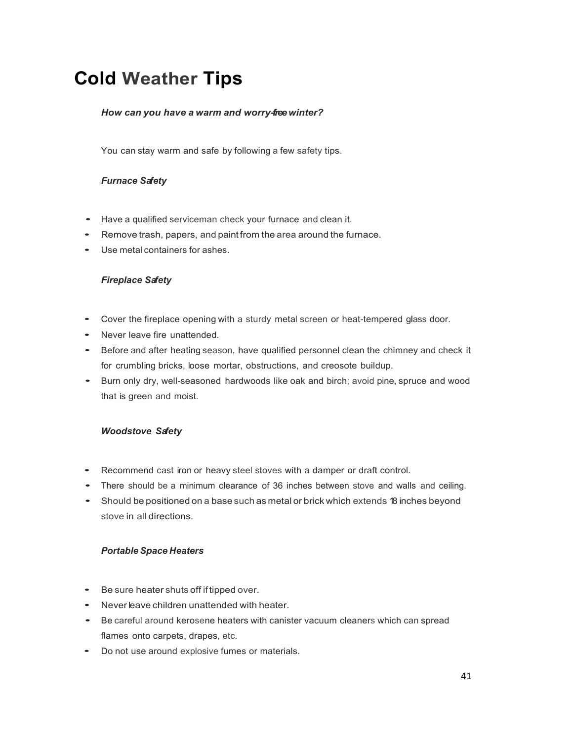# Cold Weather Tips

***How can you have a warm and worry-free winter?***

You can stay warm and safe by following a few safety tips.

***Furnace Safety***

- Have a qualified serviceman check your furnace and clean it.
- Remove trash, papers, and paint from the area around the furnace.
- Use metal containers for ashes.

***Fireplace Safety***

- Cover the fireplace opening with a sturdy metal screen or heat-tempered glass door.
- Never leave fire unattended.
- Before and after heating season, have qualified personnel clean the chimney and check it for crumbling bricks, loose mortar, obstructions, and creosote buildup.
- Burn only dry, well-seasoned hardwoods like oak and birch; avoid pine, spruce and wood that is green and moist.

***Woodstove Safety***

- Recommend cast iron or heavy steel stoves with a damper or draft control.
- There should be a minimum clearance of 36 inches between stove and walls and ceiling.
- Should be positioned on a base such as metal or brick which extends 18 inches beyond stove in all directions.

***Portable Space Heaters***

- Be sure heater shuts off if tipped over.
- Never leave children unattended with heater.
- Be careful around kerosene heaters with canister vacuum cleaners which can spread flames onto carpets, drapes, etc.
- Do not use around explosive fumes or materials.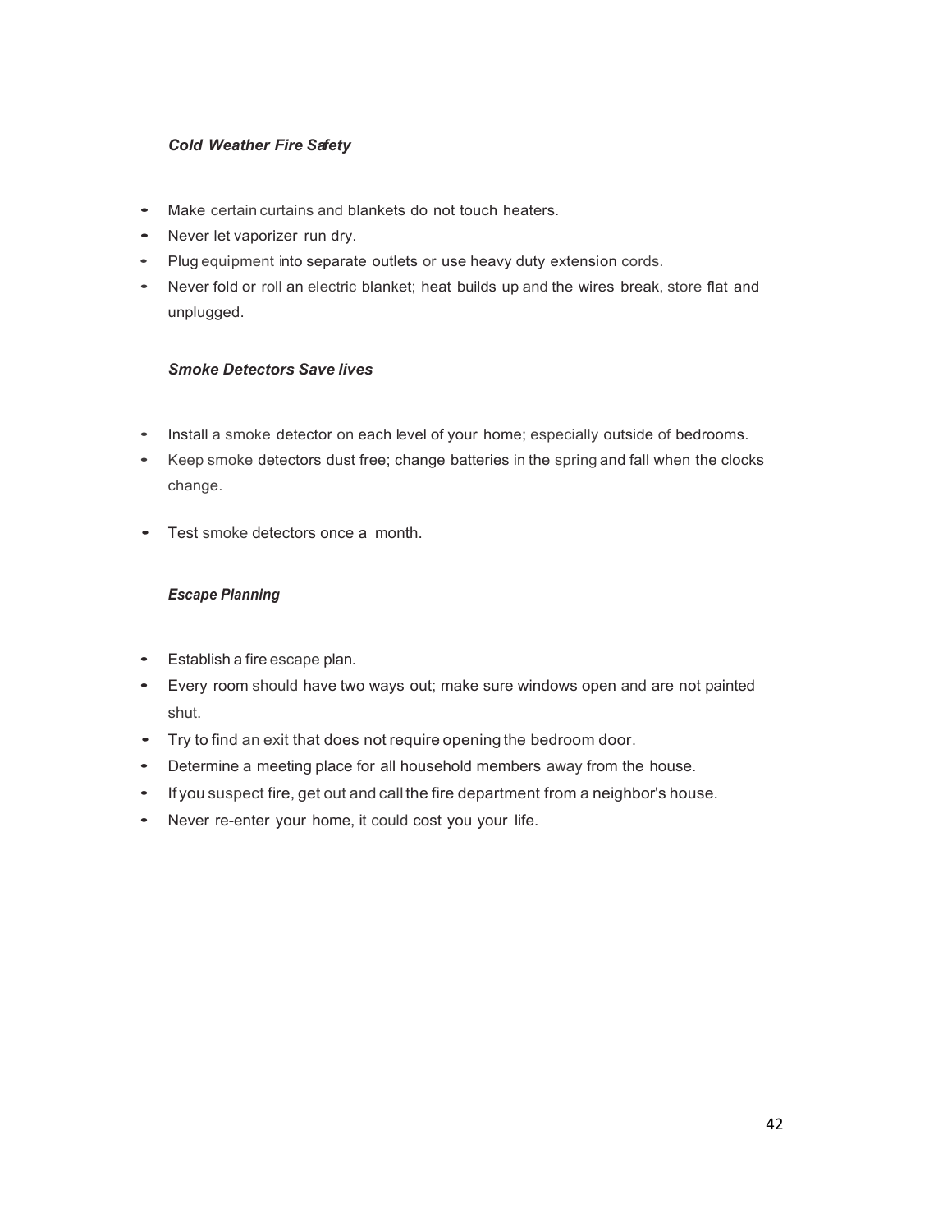### *Cold Weather Fire Safety*

- Make certain curtains and blankets do not touch heaters.
- Never let vaporizer run dry.
- Plug equipment into separate outlets or use heavy duty extension cords.
- Never fold or roll an electric blanket; heat builds up and the wires break, store flat and unplugged.

### *Smoke Detectors Save lives*

- Install a smoke detector on each level of your home; especially outside of bedrooms.
- Keep smoke detectors dust free; change batteries in the spring and fall when the clocks change.
- Test smoke detectors once a month.

### *Escape Planning*

- Establish a fire escape plan.
- Every room should have two ways out; make sure windows open and are not painted shut.
- Try to find an exit that does not require opening the bedroom door.
- Determine a meeting place for all household members away from the house.
- If you suspect fire, get out and call the fire department from a neighbor's house.
- Never re-enter your home, it could cost you your life.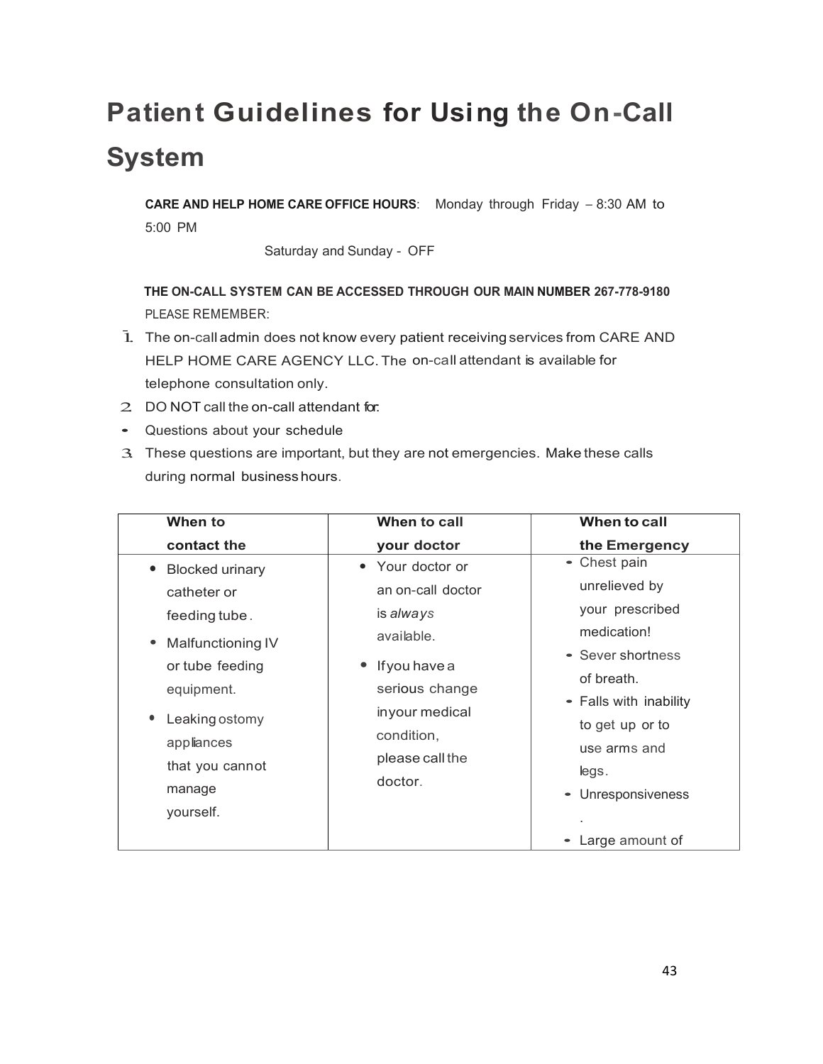# Patient Guidelines for Using the On-Call System

**CARE AND HELP HOME CARE OFFICE HOURS**: Monday through Friday – 8:30 AM to 5:00 PM

Saturday and Sunday - OFF

**THE ON-CALL SYSTEM CAN BE ACCESSED THROUGH OUR MAIN NUMBER 267-778-9180**

PLEASE REMEMBER:

1. The on-call admin does not know every patient receiving services from CARE AND HELP HOME CARE AGENCY LLC. The on-call attendant is available for telephone consultation only.
2. DO NOT call the on-call attendant for:
   - Questions about your schedule
3. These questions are important, but they are not emergencies. Make these calls during normal business hours.

| When to contact the | When to call your doctor | When to call the Emergency |
|---|---|---|
| • Blocked urinary catheter or feeding tube.<br>• Malfunctioning IV or tube feeding equipment.<br>• Leaking ostomy appliances that you cannot manage yourself. | • Your doctor or an on-call doctor is *always* available.<br>• If you have a serious change in your medical condition, please call the doctor. | • Chest pain unrelieved by your prescribed medication!<br>• Sever shortness of breath.<br>• Falls with inability to get up or to use arms and legs.<br>• Unresponsiveness.<br>• Large amount of |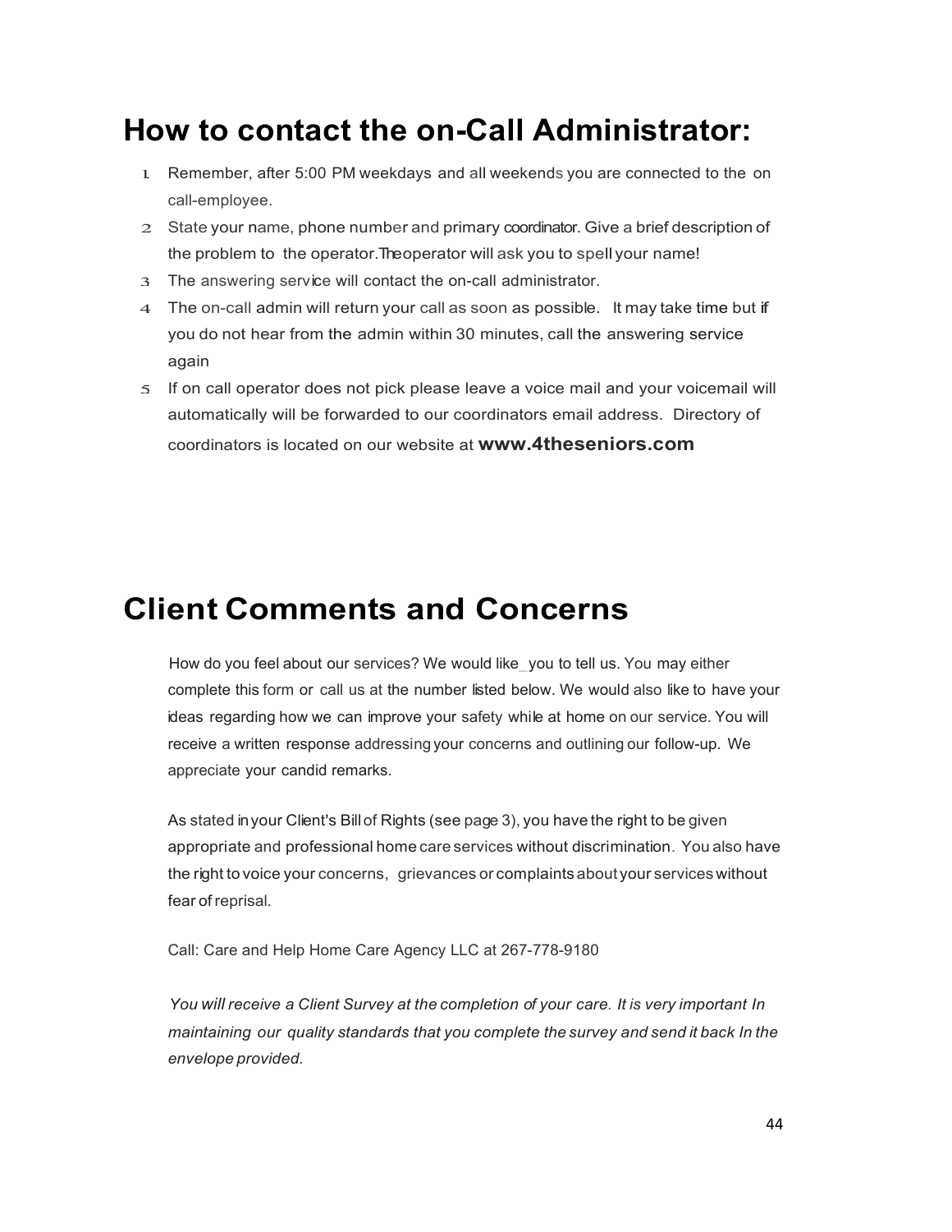# How to contact the on-Call Administrator:

1. Remember, after 5:00 PM weekdays and all weekends you are connected to the on call-employee.
2. State your name, phone number and primary coordinator. Give a brief description of the problem to the operator.Theoperator will ask you to spell your name!
3. The answering service will contact the on-call administrator.
4. The on-call admin will return your call as soon as possible. It may take time but if you do not hear from the admin within 30 minutes, call the answering service again
5. If on call operator does not pick please leave a voice mail and your voicemail will automatically will be forwarded to our coordinators email address. Directory of coordinators is located on our website at **www.4theseniors.com**

# Client Comments and Concerns

How do you feel about our services? We would like_you to tell us. You may either complete this form or call us at the number listed below. We would also like to have your ideas regarding how we can improve your safety while at home on our service. You will receive a written response addressing your concerns and outlining our follow-up. We appreciate your candid remarks.

As stated in your Client's Bill of Rights (see page 3), you have the right to be given appropriate and professional home care services without discrimination. You also have the right to voice your concerns, grievances or complaints about your services without fear of reprisal.

Call: Care and Help Home Care Agency LLC at 267-778-9180

*You will receive a Client Survey at the completion of your care. It is very important In maintaining our quality standards that you complete the survey and send it back In the envelope provided.*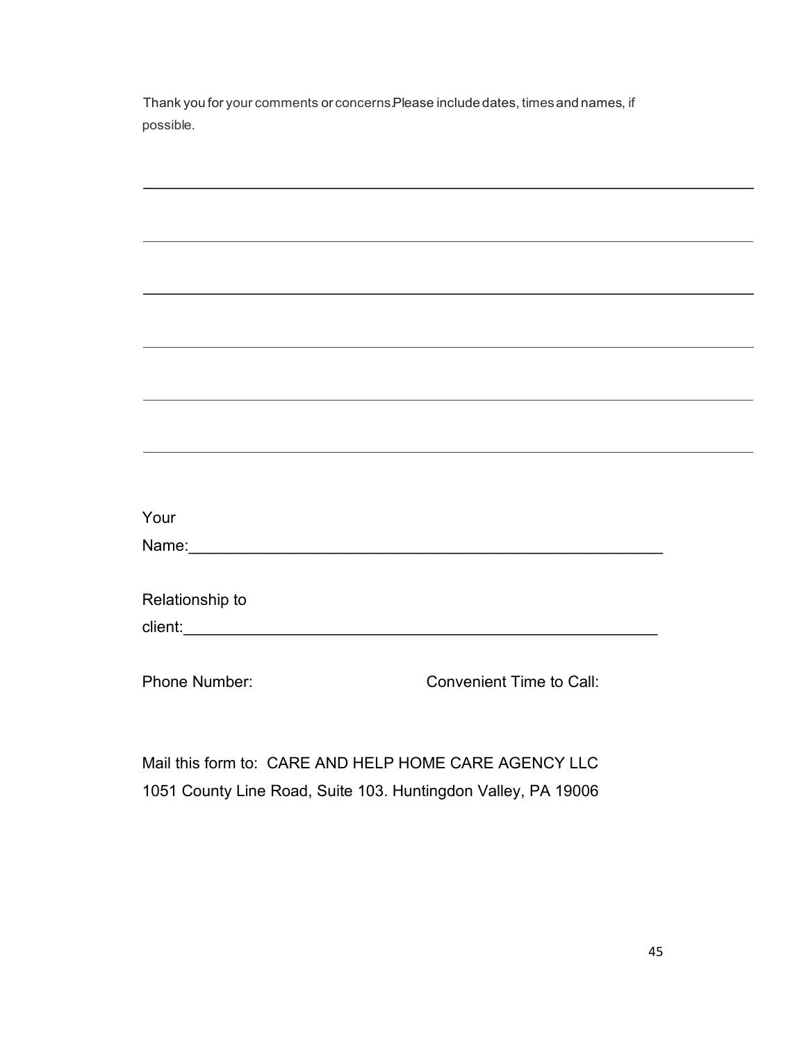Thank you for your comments or concerns. Please include dates, times and names, if possible.

\_\_\_\_\_\_\_\_\_\_\_\_\_\_\_\_\_\_\_\_\_\_\_\_\_\_\_\_\_\_\_\_\_\_\_\_\_\_\_\_\_\_\_\_\_\_\_\_\_\_\_\_\_\_\_\_

\_\_\_\_\_\_\_\_\_\_\_\_\_\_\_\_\_\_\_\_\_\_\_\_\_\_\_\_\_\_\_\_\_\_\_\_\_\_\_\_\_\_\_\_\_\_\_\_\_\_\_\_\_\_\_\_

\_\_\_\_\_\_\_\_\_\_\_\_\_\_\_\_\_\_\_\_\_\_\_\_\_\_\_\_\_\_\_\_\_\_\_\_\_\_\_\_\_\_\_\_\_\_\_\_\_\_\_\_\_\_\_\_

\_\_\_\_\_\_\_\_\_\_\_\_\_\_\_\_\_\_\_\_\_\_\_\_\_\_\_\_\_\_\_\_\_\_\_\_\_\_\_\_\_\_\_\_\_\_\_\_\_\_\_\_\_\_\_\_

\_\_\_\_\_\_\_\_\_\_\_\_\_\_\_\_\_\_\_\_\_\_\_\_\_\_\_\_\_\_\_\_\_\_\_\_\_\_\_\_\_\_\_\_\_\_\_\_\_\_\_\_\_\_\_\_

\_\_\_\_\_\_\_\_\_\_\_\_\_\_\_\_\_\_\_\_\_\_\_\_\_\_\_\_\_\_\_\_\_\_\_\_\_\_\_\_\_\_\_\_\_\_\_\_\_\_\_\_\_\_\_\_

Your Name:\_\_\_\_\_\_\_\_\_\_\_\_\_\_\_\_\_\_\_\_\_\_\_\_\_\_\_\_\_\_\_\_\_\_\_\_\_\_\_\_\_\_\_\_\_\_\_\_\_\_\_\_\_\_\_\_

Relationship to client:\_\_\_\_\_\_\_\_\_\_\_\_\_\_\_\_\_\_\_\_\_\_\_\_\_\_\_\_\_\_\_\_\_\_\_\_\_\_\_\_\_\_\_\_\_\_\_\_\_\_\_\_\_\_\_

Phone Number: Convenient Time to Call:

Mail this form to: CARE AND HELP HOME CARE AGENCY LLC
1051 County Line Road, Suite 103. Huntingdon Valley, PA 19006